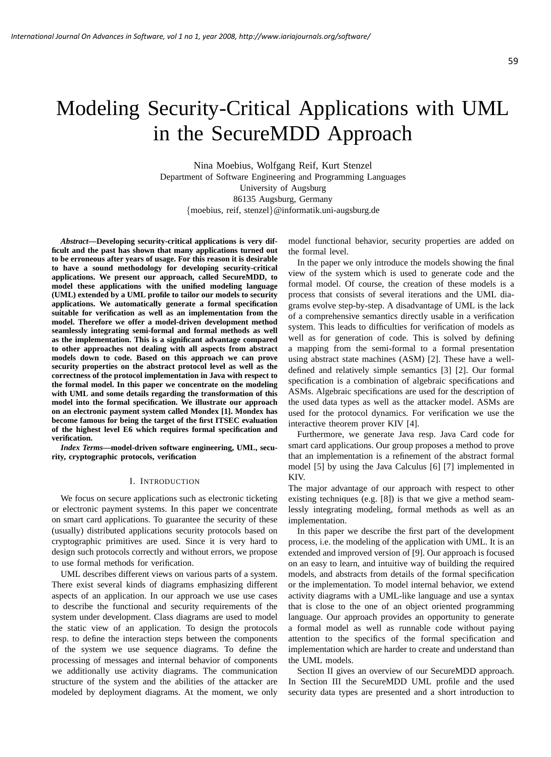# Modeling Security-Critical Applications with UML in the SecureMDD Approach

Nina Moebius, Wolfgang Reif, Kurt Stenzel
Department of Software Engineering and Programming Languages
University of Augsburg
86135 Augsburg, Germany
{moebius, reif, stenzel}@informatik.uni-augsburg.de

***Abstract*—Developing security-critical applications is very difficult and the past has shown that many applications turned out to be erroneous after years of usage. For this reason it is desirable to have a sound methodology for developing security-critical applications. We present our approach, called SecureMDD, to model these applications with the unified modeling language (UML) extended by a UML profile to tailor our models to security applications. We automatically generate a formal specification suitable for verification as well as an implementation from the model. Therefore we offer a model-driven development method seamlessly integrating semi-formal and formal methods as well as the implementation. This is a significant advantage compared to other approaches not dealing with all aspects from abstract models down to code. Based on this approach we can prove security properties on the abstract protocol level as well as the correctness of the protocol implementation in Java with respect to the formal model. In this paper we concentrate on the modeling with UML and some details regarding the transformation of this model into the formal specification. We illustrate our approach on an electronic payment system called Mondex [1]. Mondex has become famous for being the target of the first ITSEC evaluation of the highest level E6 which requires formal specification and verification.**

***Index Terms*—model-driven software engineering, UML, security, cryptographic protocols, verification**

## I. Introduction

We focus on secure applications such as electronic ticketing or electronic payment systems. In this paper we concentrate on smart card applications. To guarantee the security of these (usually) distributed applications security protocols based on cryptographic primitives are used. Since it is very hard to design such protocols correctly and without errors, we propose to use formal methods for verification.

UML describes different views on various parts of a system. There exist several kinds of diagrams emphasizing different aspects of an application. In our approach we use use cases to describe the functional and security requirements of the system under development. Class diagrams are used to model the static view of an application. To design the protocols resp. to define the interaction steps between the components of the system we use sequence diagrams. To define the processing of messages and internal behavior of components we additionally use activity diagrams. The communication structure of the system and the abilities of the attacker are modeled by deployment diagrams. At the moment, we only model functional behavior, security properties are added on the formal level.

In the paper we only introduce the models showing the final view of the system which is used to generate code and the formal model. Of course, the creation of these models is a process that consists of several iterations and the UML diagrams evolve step-by-step. A disadvantage of UML is the lack of a comprehensive semantics directly usable in a verification system. This leads to difficulties for verification of models as well as for generation of code. This is solved by defining a mapping from the semi-formal to a formal presentation using abstract state machines (ASM) [2]. These have a well-defined and relatively simple semantics [3] [2]. Our formal specification is a combination of algebraic specifications and ASMs. Algebraic specifications are used for the description of the used data types as well as the attacker model. ASMs are used for the protocol dynamics. For verification we use the interactive theorem prover KIV [4].

Furthermore, we generate Java resp. Java Card code for smart card applications. Our group proposes a method to prove that an implementation is a refinement of the abstract formal model [5] by using the Java Calculus [6] [7] implemented in KIV.

The major advantage of our approach with respect to other existing techniques (e.g. [8]) is that we give a method seamlessly integrating modeling, formal methods as well as an implementation.

In this paper we describe the first part of the development process, i.e. the modeling of the application with UML. It is an extended and improved version of [9]. Our approach is focused on an easy to learn, and intuitive way of building the required models, and abstracts from details of the formal specification or the implementation. To model internal behavior, we extend activity diagrams with a UML-like language and use a syntax that is close to the one of an object oriented programming language. Our approach provides an opportunity to generate a formal model as well as runnable code without paying attention to the specifics of the formal specification and implementation which are harder to create and understand than the UML models.

Section II gives an overview of our SecureMDD approach. In Section III the SecureMDD UML profile and the used security data types are presented and a short introduction to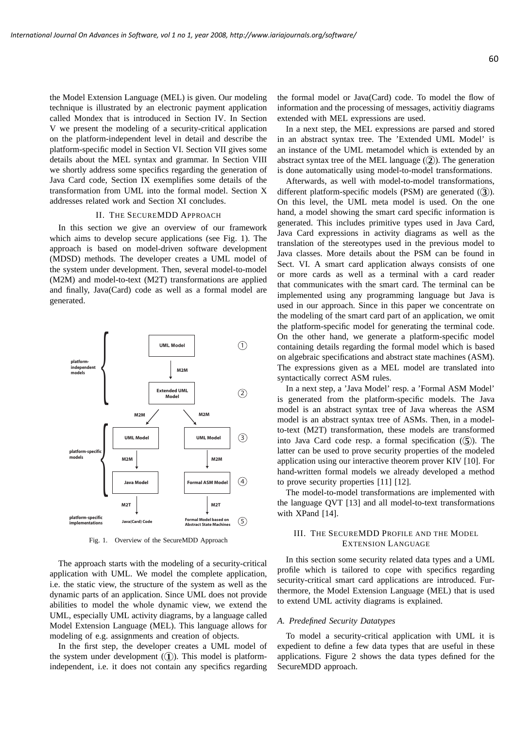the Model Extension Language (MEL) is given. Our modeling technique is illustrated by an electronic payment application called Mondex that is introduced in Section IV. In Section V we present the modeling of a security-critical application on the platform-independent level in detail and describe the platform-specific model in Section VI. Section VII gives some details about the MEL syntax and grammar. In Section VIII we shortly address some specifics regarding the generation of Java Card code, Section IX exemplifies some details of the transformation from UML into the formal model. Section X addresses related work and Section XI concludes.

## II. The SecureMDD Approach

In this section we give an overview of our framework which aims to develop secure applications (see Fig. 1). The approach is based on model-driven software development (MDSD) methods. The developer creates a UML model of the system under development. Then, several model-to-model (M2M) and model-to-text (M2T) transformations are applied and finally, Java(Card) code as well as a formal model are generated.

Fig. 1. Overview of the SecureMDD Approach

The approach starts with the modeling of a security-critical application with UML. We model the complete application, i.e. the static view, the structure of the system as well as the dynamic parts of an application. Since UML does not provide abilities to model the whole dynamic view, we extend the UML, especially UML activity diagrams, by a language called Model Extension Language (MEL). This language allows for modeling of e.g. assignments and creation of objects.

In the first step, the developer creates a UML model of the system under development ((1)). This model is platform-independent, i.e. it does not contain any specifics regarding the formal model or Java(Card) code. To model the flow of information and the processing of messages, activitiy diagrams extended with MEL expressions are used.

In a next step, the MEL expressions are parsed and stored in an abstract syntax tree. The 'Extended UML Model' is an instance of the UML metamodel which is extended by an abstract syntax tree of the MEL language ((2)). The generation is done automatically using model-to-model transformations.

Afterwards, as well with model-to-model transformations, different platform-specific models (PSM) are generated ((3)). On this level, the UML meta model is used. On the one hand, a model showing the smart card specific information is generated. This includes primitive types used in Java Card, Java Card expressions in activity diagrams as well as the translation of the stereotypes used in the previous model to Java classes. More details about the PSM can be found in Sect. VI. A smart card application always consists of one or more cards as well as a terminal with a card reader that communicates with the smart card. The terminal can be implemented using any programming language but Java is used in our approach. Since in this paper we concentrate on the modeling of the smart card part of an application, we omit the platform-specific model for generating the terminal code. On the other hand, we generate a platform-specific model containing details regarding the formal model which is based on algebraic specifications and abstract state machines (ASM). The expressions given as a MEL model are translated into syntactically correct ASM rules.

In a next step, a 'Java Model' resp. a 'Formal ASM Model' is generated from the platform-specific models. The Java model is an abstract syntax tree of Java whereas the ASM model is an abstract syntax tree of ASMs. Then, in a model-to-text (M2T) transformation, these models are transformed into Java Card code resp. a formal specification ((5)). The latter can be used to prove security properties of the modeled application using our interactive theorem prover KIV [10]. For hand-written formal models we already developed a method to prove security properties [11] [12].

The model-to-model transformations are implemented with the language QVT [13] and all model-to-text transformations with XPand [14].

## III. The SecureMDD Profile and the Model Extension Language

In this section some security related data types and a UML profile which is tailored to cope with specifics regarding security-critical smart card applications are introduced. Furthermore, the Model Extension Language (MEL) that is used to extend UML activity diagrams is explained.

### A. Predefined Security Datatypes

To model a security-critical application with UML it is expedient to define a few data types that are useful in these applications. Figure 2 shows the data types defined for the SecureMDD approach.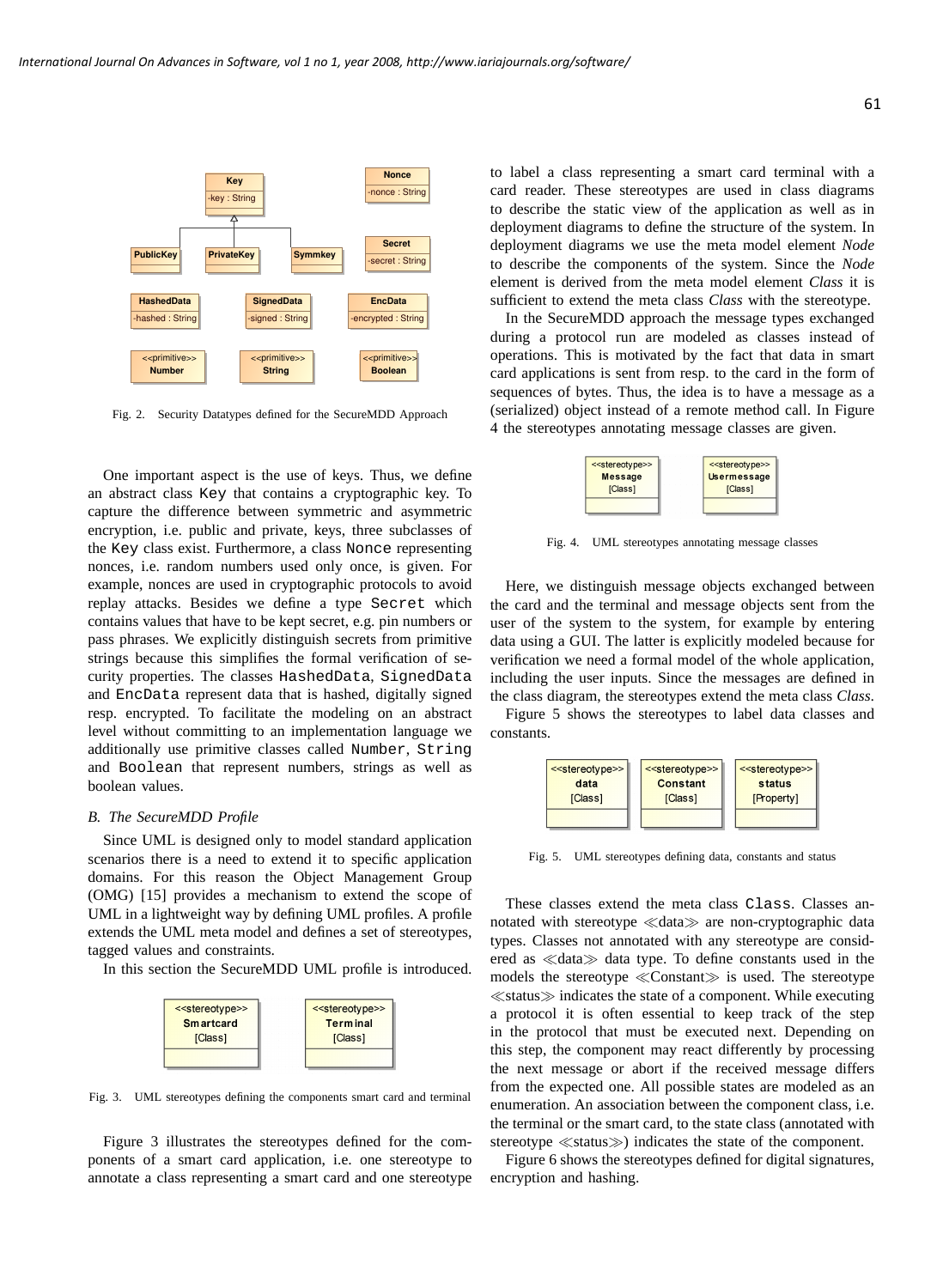Fig. 2. Security Datatypes defined for the SecureMDD Approach

One important aspect is the use of keys. Thus, we define an abstract class `Key` that contains a cryptographic key. To capture the difference between symmetric and asymmetric encryption, i.e. public and private, keys, three subclasses of the `Key` class exist. Furthermore, a class `Nonce` representing nonces, i.e. random numbers used only once, is given. For example, nonces are used in cryptographic protocols to avoid replay attacks. Besides we define a type `Secret` which contains values that have to be kept secret, e.g. pin numbers or pass phrases. We explicitly distinguish secrets from primitive strings because this simplifies the formal verification of security properties. The classes `HashedData`, `SignedData` and `EncData` represent data that is hashed, digitally signed resp. encrypted. To facilitate the modeling on an abstract level without committing to an implementation language we additionally use primitive classes called `Number`, `String` and `Boolean` that represent numbers, strings as well as boolean values.

### *B. The SecureMDD Profile*

Since UML is designed only to model standard application scenarios there is a need to extend it to specific application domains. For this reason the Object Management Group (OMG) [15] provides a mechanism to extend the scope of UML in a lightweight way by defining UML profiles. A profile extends the UML meta model and defines a set of stereotypes, tagged values and constraints.

In this section the SecureMDD UML profile is introduced.

Fig. 3. UML stereotypes defining the components smart card and terminal

Figure 3 illustrates the stereotypes defined for the components of a smart card application, i.e. one stereotype to annotate a class representing a smart card and one stereotype to label a class representing a smart card terminal with a card reader. These stereotypes are used in class diagrams to describe the static view of the application as well as in deployment diagrams to define the structure of the system. In deployment diagrams we use the meta model element *Node* to describe the components of the system. Since the *Node* element is derived from the meta model element *Class* it is sufficient to extend the meta class *Class* with the stereotype.

In the SecureMDD approach the message types exchanged during a protocol run are modeled as classes instead of operations. This is motivated by the fact that data in smart card applications is sent from resp. to the card in the form of sequences of bytes. Thus, the idea is to have a message as a (serialized) object instead of a remote method call. In Figure 4 the stereotypes annotating message classes are given.

Fig. 4. UML stereotypes annotating message classes

Here, we distinguish message objects exchanged between the card and the terminal and message objects sent from the user of the system to the system, for example by entering data using a GUI. The latter is explicitly modeled because for verification we need a formal model of the whole application, including the user inputs. Since the messages are defined in the class diagram, the stereotypes extend the meta class *Class*.

Figure 5 shows the stereotypes to label data classes and constants.

Fig. 5. UML stereotypes defining data, constants and status

These classes extend the meta class `Class`. Classes annotated with stereotype ≪data≫ are non-cryptographic data types. Classes not annotated with any stereotype are considered as ≪data≫ data type. To define constants used in the models the stereotype ≪Constant≫ is used. The stereotype ≪status≫ indicates the state of a component. While executing a protocol it is often essential to keep track of the step in the protocol that must be executed next. Depending on this step, the component may react differently by processing the next message or abort if the received message differs from the expected one. All possible states are modeled as an enumeration. An association between the component class, i.e. the terminal or the smart card, to the state class (annotated with stereotype ≪status≫) indicates the state of the component.

Figure 6 shows the stereotypes defined for digital signatures, encryption and hashing.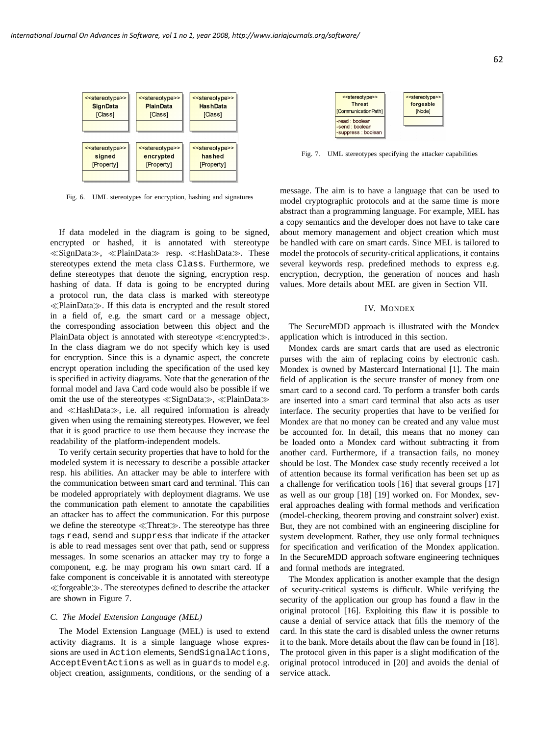Fig. 6. UML stereotypes for encryption, hashing and signatures

If data modeled in the diagram is going to be signed, encrypted or hashed, it is annotated with stereotype ≪SignData≫, ≪PlainData≫ resp. ≪HashData≫. These stereotypes extend the meta class `Class`. Furthermore, we define stereotypes that denote the signing, encryption resp. hashing of data. If data is going to be encrypted during a protocol run, the data class is marked with stereotype ≪PlainData≫. If this data is encrypted and the result stored in a field of, e.g. the smart card or a message object, the corresponding association between this object and the PlainData object is annotated with stereotype ≪encrypted≫. In the class diagram we do not specify which key is used for encryption. Since this is a dynamic aspect, the concrete encrypt operation including the specification of the used key is specified in activity diagrams. Note that the generation of the formal model and Java Card code would also be possible if we omit the use of the stereotypes ≪SignData≫, ≪PlainData≫ and ≪HashData≫, i.e. all required information is already given when using the remaining stereotypes. However, we feel that it is good practice to use them because they increase the readability of the platform-independent models.

To verify certain security properties that have to hold for the modeled system it is necessary to describe a possible attacker resp. his abilities. An attacker may be able to interfere with the communication between smart card and terminal. This can be modeled appropriately with deployment diagrams. We use the communication path element to annotate the capabilities an attacker has to affect the communication. For this purpose we define the stereotype ≪Threat≫. The stereotype has three tags `read`, `send` and `suppress` that indicate if the attacker is able to read messages sent over that path, send or suppress messages. In some scenarios an attacker may try to forge a component, e.g. he may program his own smart card. If a fake component is conceivable it is annotated with stereotype ≪forgeable≫. The stereotypes defined to describe the attacker are shown in Figure 7.

### C. The Model Extension Language (MEL)

The Model Extension Language (MEL) is used to extend activity diagrams. It is a simple language whose expressions are used in `Action` elements, `SendSignalActions`, `AcceptEventActions` as well as in `guard`s to model e.g. object creation, assignments, conditions, or the sending of a message. The aim is to have a language that can be used to model cryptographic protocols and at the same time is more abstract than a programming language. For example, MEL has a copy semantics and the developer does not have to take care about memory management and object creation which must be handled with care on smart cards. Since MEL is tailored to model the protocols of security-critical applications, it contains several keywords resp. predefined methods to express e.g. encryption, decryption, the generation of nonces and hash values. More details about MEL are given in Section VII.

Fig. 7. UML stereotypes specifying the attacker capabilities

## IV. Mondex

The SecureMDD approach is illustrated with the Mondex application which is introduced in this section.

Mondex cards are smart cards that are used as electronic purses with the aim of replacing coins by electronic cash. Mondex is owned by Mastercard International [1]. The main field of application is the secure transfer of money from one smart card to a second card. To perform a transfer both cards are inserted into a smart card terminal that also acts as user interface. The security properties that have to be verified for Mondex are that no money can be created and any value must be accounted for. In detail, this means that no money can be loaded onto a Mondex card without subtracting it from another card. Furthermore, if a transaction fails, no money should be lost. The Mondex case study recently received a lot of attention because its formal verification has been set up as a challenge for verification tools [16] that several groups [17] as well as our group [18] [19] worked on. For Mondex, several approaches dealing with formal methods and verification (model-checking, theorem proving and constraint solver) exist. But, they are not combined with an engineering discipline for system development. Rather, they use only formal techniques for specification and verification of the Mondex application. In the SecureMDD approach software engineering techniques and formal methods are integrated.

The Mondex application is another example that the design of security-critical systems is difficult. While verifying the security of the application our group has found a flaw in the original protocol [16]. Exploiting this flaw it is possible to cause a denial of service attack that fills the memory of the card. In this state the card is disabled unless the owner returns it to the bank. More details about the flaw can be found in [18]. The protocol given in this paper is a slight modification of the original protocol introduced in [20] and avoids the denial of service attack.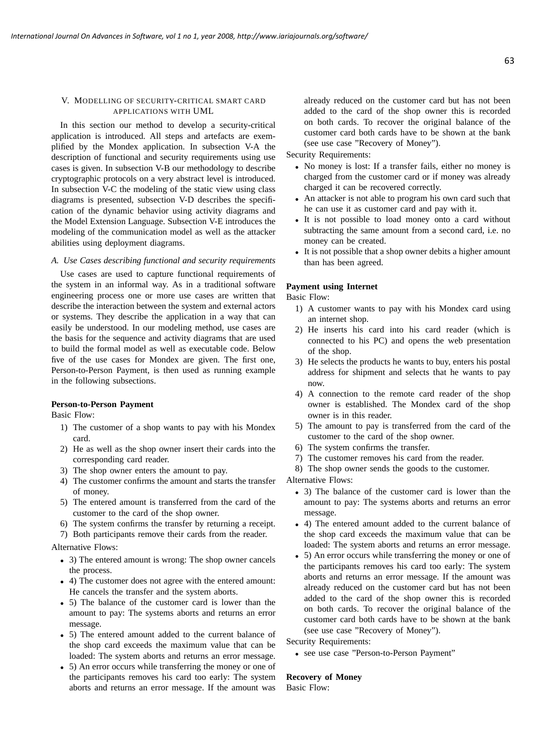## V. Modelling of Security-Critical Smart Card Applications with UML

In this section our method to develop a security-critical application is introduced. All steps and artefacts are exemplified by the Mondex application. In subsection V-A the description of functional and security requirements using use cases is given. In subsection V-B our methodology to describe cryptographic protocols on a very abstract level is introduced. In subsection V-C the modeling of the static view using class diagrams is presented, subsection V-D describes the specification of the dynamic behavior using activity diagrams and the Model Extension Language. Subsection V-E introduces the modeling of the communication model as well as the attacker abilities using deployment diagrams.

### *A. Use Cases describing functional and security requirements*

Use cases are used to capture functional requirements of the system in an informal way. As in a traditional software engineering process one or more use cases are written that describe the interaction between the system and external actors or systems. They describe the application in a way that can easily be understood. In our modeling method, use cases are the basis for the sequence and activity diagrams that are used to build the formal model as well as executable code. Below five of the use cases for Mondex are given. The first one, Person-to-Person Payment, is then used as running example in the following subsections.

**Person-to-Person Payment**

Basic Flow:

1) The customer of a shop wants to pay with his Mondex card.
2) He as well as the shop owner insert their cards into the corresponding card reader.
3) The shop owner enters the amount to pay.
4) The customer confirms the amount and starts the transfer of money.
5) The entered amount is transferred from the card of the customer to the card of the shop owner.
6) The system confirms the transfer by returning a receipt.
7) Both participants remove their cards from the reader.

Alternative Flows:

- 3) The entered amount is wrong: The shop owner cancels the process.
- 4) The customer does not agree with the entered amount: He cancels the transfer and the system aborts.
- 5) The balance of the customer card is lower than the amount to pay: The systems aborts and returns an error message.
- 5) The entered amount added to the current balance of the shop card exceeds the maximum value that can be loaded: The system aborts and returns an error message.
- 5) An error occurs while transferring the money or one of the participants removes his card too early: The system aborts and returns an error message. If the amount was already reduced on the customer card but has not been added to the card of the shop owner this is recorded on both cards. To recover the original balance of the customer card both cards have to be shown at the bank (see use case "Recovery of Money").

Security Requirements:

- No money is lost: If a transfer fails, either no money is charged from the customer card or if money was already charged it can be recovered correctly.
- An attacker is not able to program his own card such that he can use it as customer card and pay with it.
- It is not possible to load money onto a card without subtracting the same amount from a second card, i.e. no money can be created.
- It is not possible that a shop owner debits a higher amount than has been agreed.

**Payment using Internet**

Basic Flow:

1) A customer wants to pay with his Mondex card using an internet shop.
2) He inserts his card into his card reader (which is connected to his PC) and opens the web presentation of the shop.
3) He selects the products he wants to buy, enters his postal address for shipment and selects that he wants to pay now.
4) A connection to the remote card reader of the shop owner is established. The Mondex card of the shop owner is in this reader.
5) The amount to pay is transferred from the card of the customer to the card of the shop owner.
6) The system confirms the transfer.
7) The customer removes his card from the reader.
8) The shop owner sends the goods to the customer.

Alternative Flows:

- 3) The balance of the customer card is lower than the amount to pay: The systems aborts and returns an error message.
- 4) The entered amount added to the current balance of the shop card exceeds the maximum value that can be loaded: The system aborts and returns an error message.
- 5) An error occurs while transferring the money or one of the participants removes his card too early: The system aborts and returns an error message. If the amount was already reduced on the customer card but has not been added to the card of the shop owner this is recorded on both cards. To recover the original balance of the customer card both cards have to be shown at the bank (see use case "Recovery of Money").

Security Requirements:

- see use case "Person-to-Person Payment"

**Recovery of Money**

Basic Flow: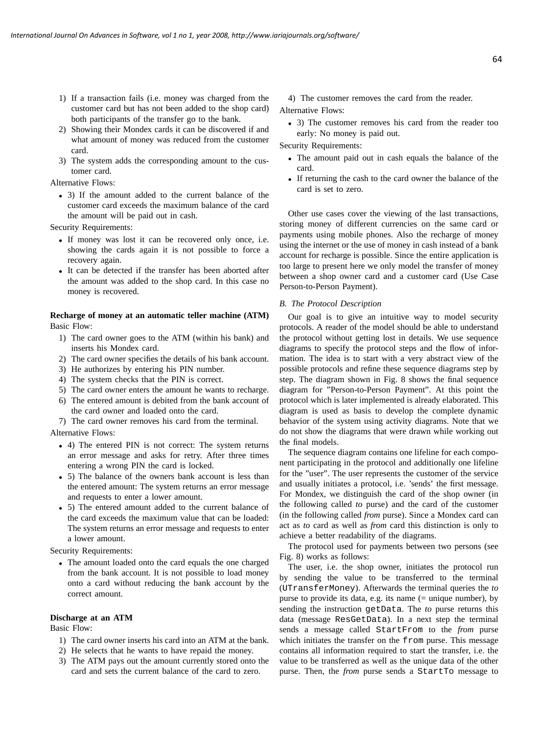1) If a transaction fails (i.e. money was charged from the customer card but has not been added to the shop card) both participants of the transfer go to the bank.
2) Showing their Mondex cards it can be discovered if and what amount of money was reduced from the customer card.
3) The system adds the corresponding amount to the customer card.

Alternative Flows:

- 3) If the amount added to the current balance of the customer card exceeds the maximum balance of the card the amount will be paid out in cash.

Security Requirements:

- If money was lost it can be recovered only once, i.e. showing the cards again it is not possible to force a recovery again.
- It can be detected if the transfer has been aborted after the amount was added to the shop card. In this case no money is recovered.

**Recharge of money at an automatic teller machine (ATM)**

Basic Flow:

1) The card owner goes to the ATM (within his bank) and inserts his Mondex card.
2) The card owner specifies the details of his bank account.
3) He authorizes by entering his PIN number.
4) The system checks that the PIN is correct.
5) The card owner enters the amount he wants to recharge.
6) The entered amount is debited from the bank account of the card owner and loaded onto the card.
7) The card owner removes his card from the terminal.

Alternative Flows:

- 4) The entered PIN is not correct: The system returns an error message and asks for retry. After three times entering a wrong PIN the card is locked.
- 5) The balance of the owners bank account is less than the entered amount: The system returns an error message and requests to enter a lower amount.
- 5) The entered amount added to the current balance of the card exceeds the maximum value that can be loaded: The system returns an error message and requests to enter a lower amount.

Security Requirements:

- The amount loaded onto the card equals the one charged from the bank account. It is not possible to load money onto a card without reducing the bank account by the correct amount.

**Discharge at an ATM**

Basic Flow:

1) The card owner inserts his card into an ATM at the bank.
2) He selects that he wants to have repaid the money.
3) The ATM pays out the amount currently stored onto the card and sets the current balance of the card to zero.
4) The customer removes the card from the reader.

Alternative Flows:

- 3) The customer removes his card from the reader too early: No money is paid out.

Security Requirements:

- The amount paid out in cash equals the balance of the card.
- If returning the cash to the card owner the balance of the card is set to zero.

Other use cases cover the viewing of the last transactions, storing money of different currencies on the same card or payments using mobile phones. Also the recharge of money using the internet or the use of money in cash instead of a bank account for recharge is possible. Since the entire application is too large to present here we only model the transfer of money between a shop owner card and a customer card (Use Case Person-to-Person Payment).

### B. The Protocol Description

Our goal is to give an intuitive way to model security protocols. A reader of the model should be able to understand the protocol without getting lost in details. We use sequence diagrams to specify the protocol steps and the flow of information. The idea is to start with a very abstract view of the possible protocols and refine these sequence diagrams step by step. The diagram shown in Fig. 8 shows the final sequence diagram for "Person-to-Person Payment". At this point the protocol which is later implemented is already elaborated. This diagram is used as basis to develop the complete dynamic behavior of the system using activity diagrams. Note that we do not show the diagrams that were drawn while working out the final models.

The sequence diagram contains one lifeline for each component participating in the protocol and additionally one lifeline for the "user". The user represents the customer of the service and usually initiates a protocol, i.e. 'sends' the first message. For Mondex, we distinguish the card of the shop owner (in the following called *to* purse) and the card of the customer (in the following called *from* purse). Since a Mondex card can act as *to* card as well as *from* card this distinction is only to achieve a better readability of the diagrams.

The protocol used for payments between two persons (see Fig. 8) works as follows:

The user, i.e. the shop owner, initiates the protocol run by sending the value to be transferred to the terminal (`UTransferMoney`). Afterwards the terminal queries the *to* purse to provide its data, e.g. its name (= unique number), by sending the instruction `getData`. The *to* purse returns this data (message `ResGetData`). In a next step the terminal sends a message called `StartFrom` to the *from* purse which initiates the transfer on the `from` purse. This message contains all information required to start the transfer, i.e. the value to be transferred as well as the unique data of the other purse. Then, the *from* purse sends a `StartTo` message to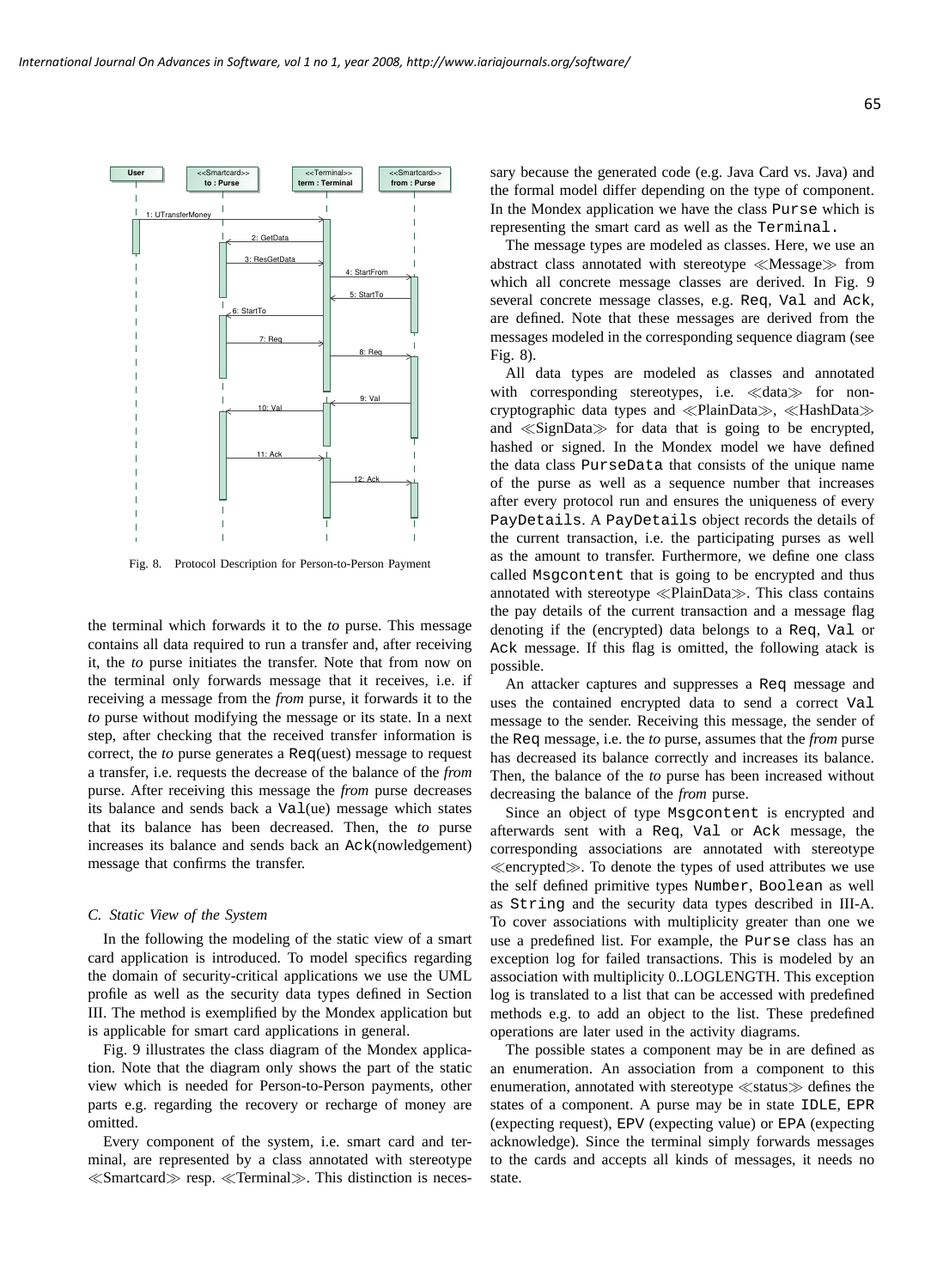Fig. 8. Protocol Description for Person-to-Person Payment

the terminal which forwards it to the *to* purse. This message contains all data required to run a transfer and, after receiving it, the *to* purse initiates the transfer. Note that from now on the terminal only forwards message that it receives, i.e. if receiving a message from the *from* purse, it forwards it to the *to* purse without modifying the message or its state. In a next step, after checking that the received transfer information is correct, the *to* purse generates a Req(uest) message to request a transfer, i.e. requests the decrease of the balance of the *from* purse. After receiving this message the *from* purse decreases its balance and sends back a Val(ue) message which states that its balance has been decreased. Then, the *to* purse increases its balance and sends back an Ack(nowledgement) message that confirms the transfer.

### C. Static View of the System

In the following the modeling of the static view of a smart card application is introduced. To model specifics regarding the domain of security-critical applications we use the UML profile as well as the security data types defined in Section III. The method is exemplified by the Mondex application but is applicable for smart card applications in general.

Fig. 9 illustrates the class diagram of the Mondex application. Note that the diagram only shows the part of the static view which is needed for Person-to-Person payments, other parts e.g. regarding the recovery or recharge of money are omitted.

Every component of the system, i.e. smart card and terminal, are represented by a class annotated with stereotype ≪Smartcard≫ resp. ≪Terminal≫. This distinction is necessary because the generated code (e.g. Java Card vs. Java) and the formal model differ depending on the type of component. In the Mondex application we have the class Purse which is representing the smart card as well as the Terminal.

The message types are modeled as classes. Here, we use an abstract class annotated with stereotype ≪Message≫ from which all concrete message classes are derived. In Fig. 9 several concrete message classes, e.g. Req, Val and Ack, are defined. Note that these messages are derived from the messages modeled in the corresponding sequence diagram (see Fig. 8).

All data types are modeled as classes and annotated with corresponding stereotypes, i.e. ≪data≫ for non-cryptographic data types and ≪PlainData≫, ≪HashData≫ and ≪SignData≫ for data that is going to be encrypted, hashed or signed. In the Mondex model we have defined the data class PurseData that consists of the unique name of the purse as well as a sequence number that increases after every protocol run and ensures the uniqueness of every PayDetails. A PayDetails object records the details of the current transaction, i.e. the participating purses as well as the amount to transfer. Furthermore, we define one class called Msgcontent that is going to be encrypted and thus annotated with stereotype ≪PlainData≫. This class contains the pay details of the current transaction and a message flag denoting if the (encrypted) data belongs to a Req, Val or Ack message. If this flag is omitted, the following atack is possible.

An attacker captures and suppresses a Req message and uses the contained encrypted data to send a correct Val message to the sender. Receiving this message, the sender of the Req message, i.e. the *to* purse, assumes that the *from* purse has decreased its balance correctly and increases its balance. Then, the balance of the *to* purse has been increased without decreasing the balance of the *from* purse.

Since an object of type Msgcontent is encrypted and afterwards sent with a Req, Val or Ack message, the corresponding associations are annotated with stereotype ≪encrypted≫. To denote the types of used attributes we use the self defined primitive types Number, Boolean as well as String and the security data types described in III-A. To cover associations with multiplicity greater than one we use a predefined list. For example, the Purse class has an exception log for failed transactions. This is modeled by an association with multiplicity 0..LOGLENGTH. This exception log is translated to a list that can be accessed with predefined methods e.g. to add an object to the list. These predefined operations are later used in the activity diagrams.

The possible states a component may be in are defined as an enumeration. An association from a component to this enumeration, annotated with stereotype ≪status≫ defines the states of a component. A purse may be in state IDLE, EPR (expecting request), EPV (expecting value) or EPA (expecting acknowledge). Since the terminal simply forwards messages to the cards and accepts all kinds of messages, it needs no state.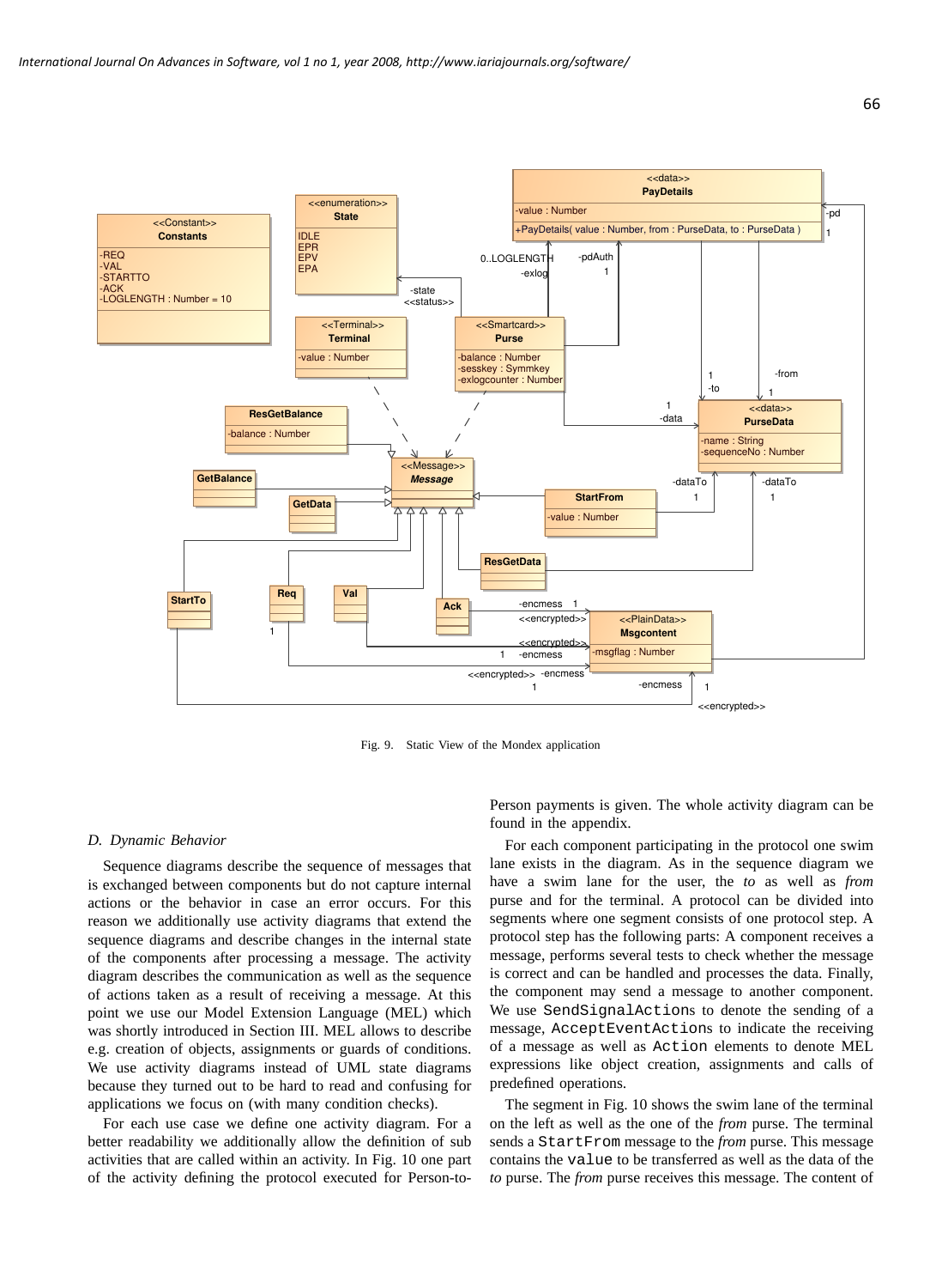Fig. 9. Static View of the Mondex application

*D. Dynamic Behavior*

Sequence diagrams describe the sequence of messages that is exchanged between components but do not capture internal actions or the behavior in case an error occurs. For this reason we additionally use activity diagrams that extend the sequence diagrams and describe changes in the internal state of the components after processing a message. The activity diagram describes the communication as well as the sequence of actions taken as a result of receiving a message. At this point we use our Model Extension Language (MEL) which was shortly introduced in Section III. MEL allows to describe e.g. creation of objects, assignments or guards of conditions. We use activity diagrams instead of UML state diagrams because they turned out to be hard to read and confusing for applications we focus on (with many condition checks).

For each use case we define one activity diagram. For a better readability we additionally allow the definition of sub activities that are called within an activity. In Fig. 10 one part of the activity defining the protocol executed for Person-to-Person payments is given. The whole activity diagram can be found in the appendix.

For each component participating in the protocol one swim lane exists in the diagram. As in the sequence diagram we have a swim lane for the user, the *to* as well as *from* purse and for the terminal. A protocol can be divided into segments where one segment consists of one protocol step. A protocol step has the following parts: A component receives a message, performs several tests to check whether the message is correct and can be handled and processes the data. Finally, the component may send a message to another component. We use `SendSignalAction`s to denote the sending of a message, `AcceptEventAction`s to indicate the receiving of a message as well as `Action` elements to denote MEL expressions like object creation, assignments and calls of predefined operations.

The segment in Fig. 10 shows the swim lane of the terminal on the left as well as the one of the *from* purse. The terminal sends a `StartFrom` message to the *from* purse. This message contains the `value` to be transferred as well as the data of the *to* purse. The *from* purse receives this message. The content of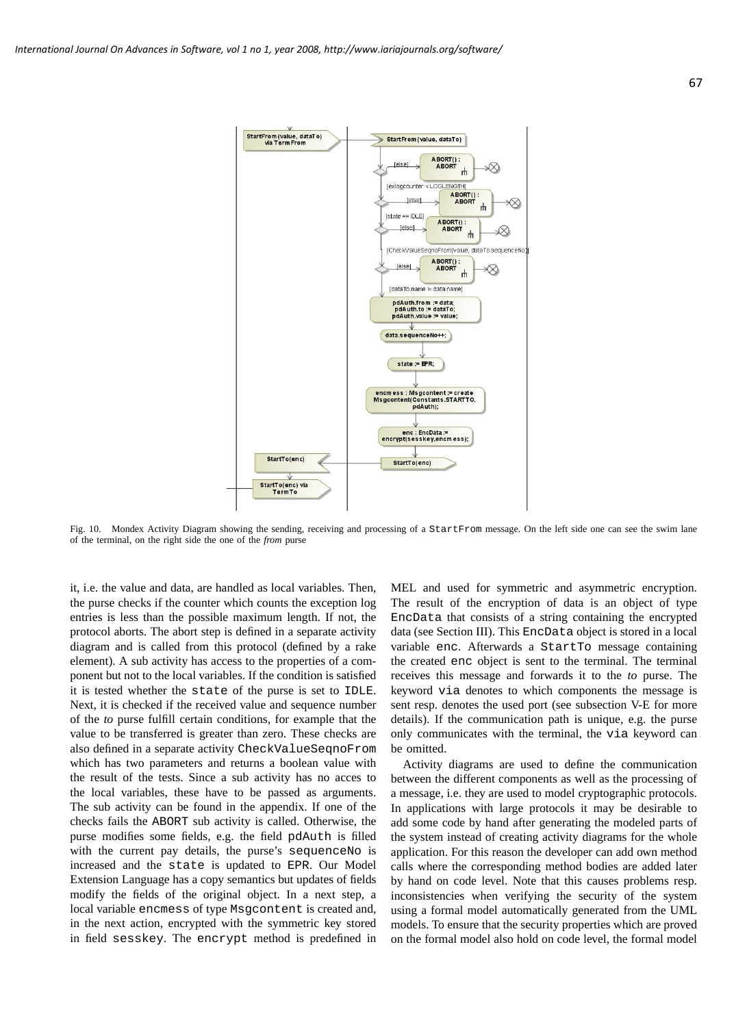Fig. 10. Mondex Activity Diagram showing the sending, receiving and processing of a StartFrom message. On the left side one can see the swim lane of the terminal, on the right side the one of the *from* purse

it, i.e. the value and data, are handled as local variables. Then, the purse checks if the counter which counts the exception log entries is less than the possible maximum length. If not, the protocol aborts. The abort step is defined in a separate activity diagram and is called from this protocol (defined by a rake element). A sub activity has access to the properties of a component but not to the local variables. If the condition is satisfied it is tested whether the state of the purse is set to IDLE. Next, it is checked if the received value and sequence number of the *to* purse fulfill certain conditions, for example that the value to be transferred is greater than zero. These checks are also defined in a separate activity CheckValueSeqnoFrom which has two parameters and returns a boolean value with the result of the tests. Since a sub activity has no acces to the local variables, these have to be passed as arguments. The sub activity can be found in the appendix. If one of the checks fails the ABORT sub activity is called. Otherwise, the purse modifies some fields, e.g. the field pdAuth is filled with the current pay details, the purse's sequenceNo is increased and the state is updated to EPR. Our Model Extension Language has a copy semantics but updates of fields modify the fields of the original object. In a next step, a local variable encmess of type Msgcontent is created and, in the next action, encrypted with the symmetric key stored in field sesskey. The encrypt method is predefined in MEL and used for symmetric and asymmetric encryption. The result of the encryption of data is an object of type EncData that consists of a string containing the encrypted data (see Section III). This EncData object is stored in a local variable enc. Afterwards a StartTo message containing the created enc object is sent to the terminal. The terminal receives this message and forwards it to the *to* purse. The keyword via denotes to which components the message is sent resp. denotes the used port (see subsection V-E for more details). If the communication path is unique, e.g. the purse only communicates with the terminal, the via keyword can be omitted.

Activity diagrams are used to define the communication between the different components as well as the processing of a message, i.e. they are used to model cryptographic protocols. In applications with large protocols it may be desirable to add some code by hand after generating the modeled parts of the system instead of creating activity diagrams for the whole application. For this reason the developer can add own method calls where the corresponding method bodies are added later by hand on code level. Note that this causes problems resp. inconsistencies when verifying the security of the system using a formal model automatically generated from the UML models. To ensure that the security properties which are proved on the formal model also hold on code level, the formal model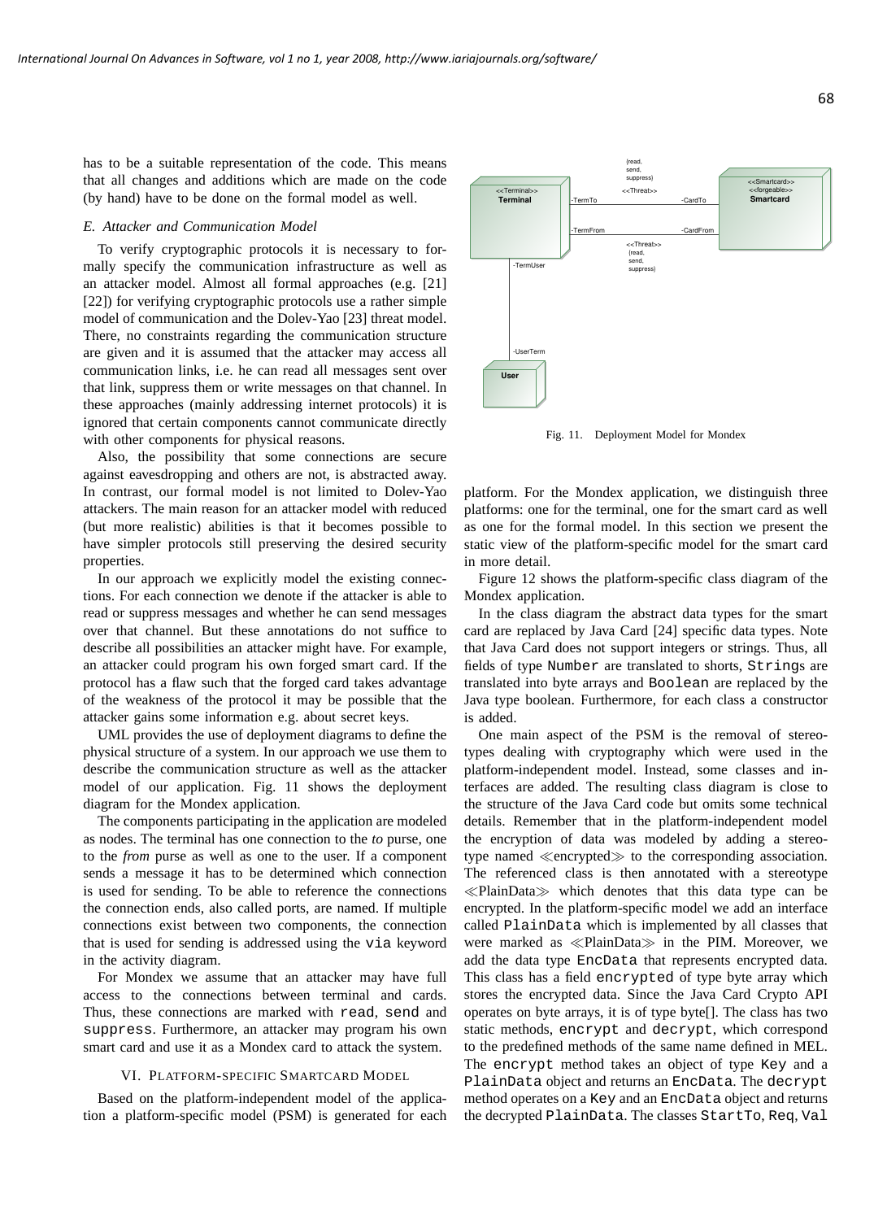has to be a suitable representation of the code. This means that all changes and additions which are made on the code (by hand) have to be done on the formal model as well.

### E. Attacker and Communication Model

To verify cryptographic protocols it is necessary to formally specify the communication infrastructure as well as an attacker model. Almost all formal approaches (e.g. [21] [22]) for verifying cryptographic protocols use a rather simple model of communication and the Dolev-Yao [23] threat model. There, no constraints regarding the communication structure are given and it is assumed that the attacker may access all communication links, i.e. he can read all messages sent over that link, suppress them or write messages on that channel. In these approaches (mainly addressing internet protocols) it is ignored that certain components cannot communicate directly with other components for physical reasons.

Also, the possibility that some connections are secure against eavesdropping and others are not, is abstracted away. In contrast, our formal model is not limited to Dolev-Yao attackers. The main reason for an attacker model with reduced (but more realistic) abilities is that it becomes possible to have simpler protocols still preserving the desired security properties.

In our approach we explicitly model the existing connections. For each connection we denote if the attacker is able to read or suppress messages and whether he can send messages over that channel. But these annotations do not suffice to describe all possibilities an attacker might have. For example, an attacker could program his own forged smart card. If the protocol has a flaw such that the forged card takes advantage of the weakness of the protocol it may be possible that the attacker gains some information e.g. about secret keys.

UML provides the use of deployment diagrams to define the physical structure of a system. In our approach we use them to describe the communication structure as well as the attacker model of our application. Fig. 11 shows the deployment diagram for the Mondex application.

The components participating in the application are modeled as nodes. The terminal has one connection to the *to* purse, one to the *from* purse as well as one to the user. If a component sends a message it has to be determined which connection is used for sending. To be able to reference the connections the connection ends, also called ports, are named. If multiple connections exist between two components, the connection that is used for sending is addressed using the `via` keyword in the activity diagram.

For Mondex we assume that an attacker may have full access to the connections between terminal and cards. Thus, these connections are marked with `read`, `send` and `suppress`. Furthermore, an attacker may program his own smart card and use it as a Mondex card to attack the system.

Fig. 11. Deployment Model for Mondex

## VI. Platform-specific Smartcard Model

Based on the platform-independent model of the application a platform-specific model (PSM) is generated for each platform. For the Mondex application, we distinguish three platforms: one for the terminal, one for the smart card as well as one for the formal model. In this section we present the static view of the platform-specific model for the smart card in more detail.

Figure 12 shows the platform-specific class diagram of the Mondex application.

In the class diagram the abstract data types for the smart card are replaced by Java Card [24] specific data types. Note that Java Card does not support integers or strings. Thus, all fields of type `Number` are translated to shorts, `String`s are translated into byte arrays and `Boolean` are replaced by the Java type boolean. Furthermore, for each class a constructor is added.

One main aspect of the PSM is the removal of stereotypes dealing with cryptography which were used in the platform-independent model. Instead, some classes and interfaces are added. The resulting class diagram is close to the structure of the Java Card code but omits some technical details. Remember that in the platform-independent model the encryption of data was modeled by adding a stereotype named ≪encrypted≫ to the corresponding association. The referenced class is then annotated with a stereotype ≪PlainData≫ which denotes that this data type can be encrypted. In the platform-specific model we add an interface called `PlainData` which is implemented by all classes that were marked as ≪PlainData≫ in the PIM. Moreover, we add the data type `EncData` that represents encrypted data. This class has a field `encrypted` of type byte array which stores the encrypted data. Since the Java Card Crypto API operates on byte arrays, it is of type byte[]. The class has two static methods, `encrypt` and `decrypt`, which correspond to the predefined methods of the same name defined in MEL. The `encrypt` method takes an object of type `Key` and a `PlainData` object and returns an `EncData`. The `decrypt` method operates on a `Key` and an `EncData` object and returns the decrypted `PlainData`. The classes `StartTo`, `Req`, `Val`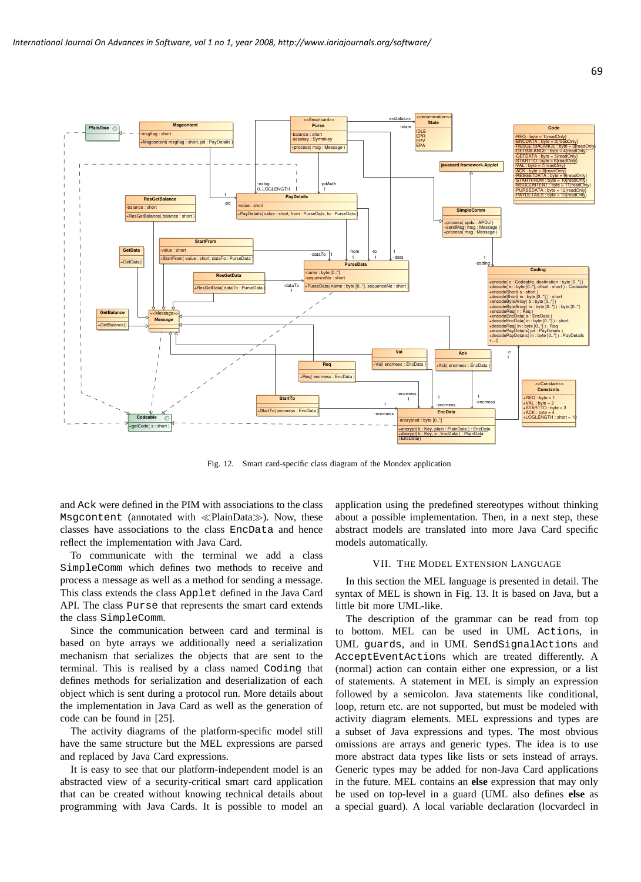Fig. 12. Smart card-specific class diagram of the Mondex application

and Ack were defined in the PIM with associations to the class Msgcontent (annotated with ≪PlainData≫). Now, these classes have associations to the class EncData and hence reflect the implementation with Java Card.

To communicate with the terminal we add a class SimpleComm which defines two methods to receive and process a message as well as a method for sending a message. This class extends the class Applet defined in the Java Card API. The class Purse that represents the smart card extends the class SimpleComm.

Since the communication between card and terminal is based on byte arrays we additionally need a serialization mechanism that serializes the objects that are sent to the terminal. This is realised by a class named Coding that defines methods for serialization and deserialization of each object which is sent during a protocol run. More details about the implementation in Java Card as well as the generation of code can be found in [25].

The activity diagrams of the platform-specific model still have the same structure but the MEL expressions are parsed and replaced by Java Card expressions.

It is easy to see that our platform-independent model is an abstracted view of a security-critical smart card application that can be created without knowing technical details about programming with Java Cards. It is possible to model an application using the predefined stereotypes without thinking about a possible implementation. Then, in a next step, these abstract models are translated into more Java Card specific models automatically.

## VII. The Model Extension Language

In this section the MEL language is presented in detail. The syntax of MEL is shown in Fig. 13. It is based on Java, but a little bit more UML-like.

The description of the grammar can be read from top to bottom. MEL can be used in UML Actions, in UML guards, and in UML SendSignalActions and AcceptEventActions which are treated differently. A (normal) action can contain either one expression, or a list of statements. A statement in MEL is simply an expression followed by a semicolon. Java statements like conditional, loop, return etc. are not supported, but must be modeled with activity diagram elements. MEL expressions and types are a subset of Java expressions and types. The most obvious omissions are arrays and generic types. The idea is to use more abstract data types like lists or sets instead of arrays. Generic types may be added for non-Java Card applications in the future. MEL contains an **else** expression that may only be used on top-level in a guard (UML also defines **else** as a special guard). A local variable declaration (locvardecl in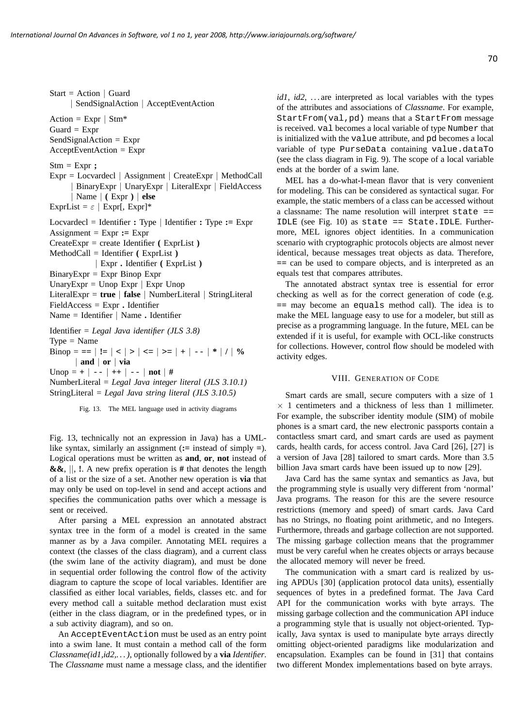Start = Action | Guard
  | SendSignalAction | AcceptEventAction

Action = Expr | Stm*
Guard = Expr
SendSignalAction = Expr
AcceptEventAction = Expr

Stm = Expr **;**
Expr = Locvardecl | Assignment | CreateExpr | MethodCall
  | BinaryExpr | UnaryExpr | LiteralExpr | FieldAccess
  | Name | **(** Expr **)** | **else**
ExprList = $\varepsilon$ | Expr[, Expr]*

Locvardecl = Identifier **:** Type | Identifier **:** Type **:=** Expr
Assignment = Expr **:=** Expr
CreateExpr = create Identifier **(** ExprList **)**
MethodCall = Identifier **(** ExprList **)**
  | Expr **.** Identifier **(** ExprList **)**
BinaryExpr = Expr Binop Expr
UnaryExpr = Unop Expr | Expr Unop
LiteralExpr = **true** | **false** | NumberLiteral | StringLiteral
FieldAccess = Expr **.** Identifier
Name = Identifier | Name **.** Identifier

Identifier = *Legal Java identifier (JLS 3.8)*
Type = Name
Binop = **==** | **!=** | **<** | **>** | **<=** | **>=** | **+** | **--** | ***** | **/** | **%**
  | **and** | **or** | **via**
Unop = **+** | **--** | **++** | **--** | **not** | **#**
NumberLiteral = *Legal Java integer literal (JLS 3.10.1)*
StringLiteral = *Legal Java string literal (JLS 3.10.5)*

Fig. 13. The MEL language used in activity diagrams

Fig. 13, technically not an expression in Java) has a UML-like syntax, similarly an assignment (**:=** instead of simply **=**). Logical operations must be written as **and**, **or**, **not** instead of **&&**, ||, **!**. A new prefix operation is **#** that denotes the length of a list or the size of a set. Another new operation is **via** that may only be used on top-level in send and accept actions and specifies the communication paths over which a message is sent or received.

After parsing a MEL expression an annotated abstract syntax tree in the form of a model is created in the same manner as by a Java compiler. Annotating MEL requires a context (the classes of the class diagram), and a current class (the swim lane of the activity diagram), and must be done in sequential order following the control flow of the activity diagram to capture the scope of local variables. Identifier are classified as either local variables, fields, classes etc. and for every method call a suitable method declaration must exist (either in the class diagram, or in the predefined types, or in a sub activity diagram), and so on.

An `AcceptEventAction` must be used as an entry point into a swim lane. It must contain a method call of the form *Classname(id1,id2,...)*, optionally followed by a **via** *Identifier*. The *Classname* must name a message class, and the identifier *id1*, *id2*, ...are interpreted as local variables with the types of the attributes and associations of *Classname*. For example, `StartFrom(val,pd)` means that a `StartFrom` message is received. `val` becomes a local variable of type `Number` that is initialized with the `value` attribute, and `pd` becomes a local variable of type `PurseData` containing `value.dataTo` (see the class diagram in Fig. 9). The scope of a local variable ends at the border of a swim lane.

MEL has a do-what-I-mean flavor that is very convenient for modeling. This can be considered as syntactical sugar. For example, the static members of a class can be accessed without a classname: The name resolution will interpret `state == IDLE` (see Fig. 10) as `state == State.IDLE`. Furthermore, MEL ignores object identities. In a communication scenario with cryptographic protocols objects are almost never identical, because messages treat objects as data. Therefore, `==` can be used to compare objects, and is interpreted as an equals test that compares attributes.

The annotated abstract syntax tree is essential for error checking as well as for the correct generation of code (e.g. `==` may become an `equals` method call). The idea is to make the MEL language easy to use for a modeler, but still as precise as a programming language. In the future, MEL can be extended if it is useful, for example with OCL-like constructs for collections. However, control flow should be modeled with activity edges.

## VIII. Generation of Code

Smart cards are small, secure computers with a size of 1 $\times$ 1 centimeters and a thickness of less than 1 millimeter. For example, the subscriber identity module (SIM) of mobile phones is a smart card, the new electronic passports contain a contactless smart card, and smart cards are used as payment cards, health cards, for access control. Java Card [26], [27] is a version of Java [28] tailored to smart cards. More than 3.5 billion Java smart cards have been issued up to now [29].

Java Card has the same syntax and semantics as Java, but the programming style is usually very different from 'normal' Java programs. The reason for this are the severe resource restrictions (memory and speed) of smart cards. Java Card has no Strings, no floating point arithmetic, and no Integers. Furthermore, threads and garbage collection are not supported. The missing garbage collection means that the programmer must be very careful when he creates objects or arrays because the allocated memory will never be freed.

The communication with a smart card is realized by using APDUs [30] (application protocol data units), essentially sequences of bytes in a predefined format. The Java Card API for the communication works with byte arrays. The missing garbage collection and the communication API induce a programming style that is usually not object-oriented. Typically, Java syntax is used to manipulate byte arrays directly omitting object-oriented paradigms like modularization and encapsulation. Examples can be found in [31] that contains two different Mondex implementations based on byte arrays.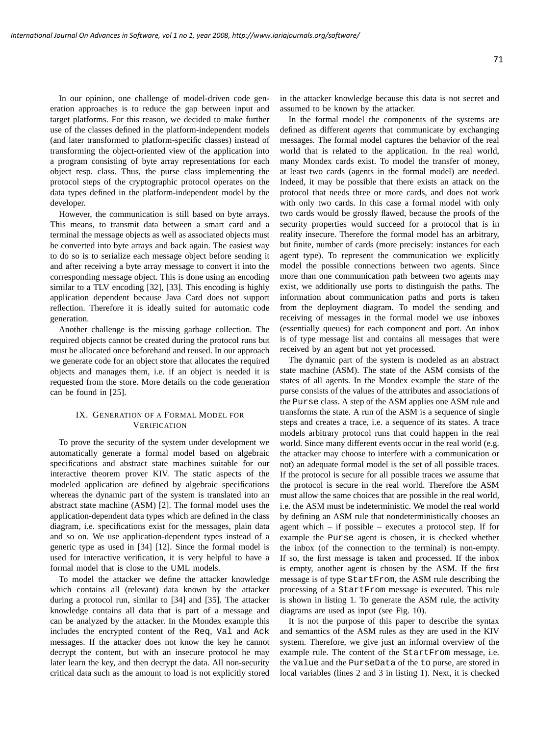In our opinion, one challenge of model-driven code generation approaches is to reduce the gap between input and target platforms. For this reason, we decided to make further use of the classes defined in the platform-independent models (and later transformed to platform-specific classes) instead of transforming the object-oriented view of the application into a program consisting of byte array representations for each object resp. class. Thus, the purse class implementing the protocol steps of the cryptographic protocol operates on the data types defined in the platform-independent model by the developer.

However, the communication is still based on byte arrays. This means, to transmit data between a smart card and a terminal the message objects as well as associated objects must be converted into byte arrays and back again. The easiest way to do so is to serialize each message object before sending it and after receiving a byte array message to convert it into the corresponding message object. This is done using an encoding similar to a TLV encoding [32], [33]. This encoding is highly application dependent because Java Card does not support reflection. Therefore it is ideally suited for automatic code generation.

Another challenge is the missing garbage collection. The required objects cannot be created during the protocol runs but must be allocated once beforehand and reused. In our approach we generate code for an object store that allocates the required objects and manages them, i.e. if an object is needed it is requested from the store. More details on the code generation can be found in [25].

## IX. Generation of a Formal Model for Verification

To prove the security of the system under development we automatically generate a formal model based on algebraic specifications and abstract state machines suitable for our interactive theorem prover KIV. The static aspects of the modeled application are defined by algebraic specifications whereas the dynamic part of the system is translated into an abstract state machine (ASM) [2]. The formal model uses the application-dependent data types which are defined in the class diagram, i.e. specifications exist for the messages, plain data and so on. We use application-dependent types instead of a generic type as used in [34] [12]. Since the formal model is used for interactive verification, it is very helpful to have a formal model that is close to the UML models.

To model the attacker we define the attacker knowledge which contains all (relevant) data known by the attacker during a protocol run, similar to [34] and [35]. The attacker knowledge contains all data that is part of a message and can be analyzed by the attacker. In the Mondex example this includes the encrypted content of the `Req`, `Val` and `Ack` messages. If the attacker does not know the key he cannot decrypt the content, but with an insecure protocol he may later learn the key, and then decrypt the data. All non-security critical data such as the amount to load is not explicitly stored in the attacker knowledge because this data is not secret and assumed to be known by the attacker.

In the formal model the components of the systems are defined as different *agents* that communicate by exchanging messages. The formal model captures the behavior of the real world that is related to the application. In the real world, many Mondex cards exist. To model the transfer of money, at least two cards (agents in the formal model) are needed. Indeed, it may be possible that there exists an attack on the protocol that needs three or more cards, and does not work with only two cards. In this case a formal model with only two cards would be grossly flawed, because the proofs of the security properties would succeed for a protocol that is in reality insecure. Therefore the formal model has an arbitrary, but finite, number of cards (more precisely: instances for each agent type). To represent the communication we explicitly model the possible connections between two agents. Since more than one communication path between two agents may exist, we additionally use ports to distinguish the paths. The information about communication paths and ports is taken from the deployment diagram. To model the sending and receiving of messages in the formal model we use inboxes (essentially queues) for each component and port. An inbox is of type message list and contains all messages that were received by an agent but not yet processed.

The dynamic part of the system is modeled as an abstract state machine (ASM). The state of the ASM consists of the states of all agents. In the Mondex example the state of the purse consists of the values of the attributes and associations of the `Purse` class. A step of the ASM applies one ASM rule and transforms the state. A run of the ASM is a sequence of single steps and creates a trace, i.e. a sequence of its states. A trace models arbitrary protocol runs that could happen in the real world. Since many different events occur in the real world (e.g. the attacker may choose to interfere with a communication or not) an adequate formal model is the set of all possible traces. If the protocol is secure for all possible traces we assume that the protocol is secure in the real world. Therefore the ASM must allow the same choices that are possible in the real world, i.e. the ASM must be indeterministic. We model the real world by defining an ASM rule that nondeterministically chooses an agent which – if possible – executes a protocol step. If for example the `Purse` agent is chosen, it is checked whether the inbox (of the connection to the terminal) is non-empty. If so, the first message is taken and processed. If the inbox is empty, another agent is chosen by the ASM. If the first message is of type `StartFrom`, the ASM rule describing the processing of a `StartFrom` message is executed. This rule is shown in listing 1. To generate the ASM rule, the activity diagrams are used as input (see Fig. 10).

It is not the purpose of this paper to describe the syntax and semantics of the ASM rules as they are used in the KIV system. Therefore, we give just an informal overview of the example rule. The content of the `StartFrom` message, i.e. the `value` and the `PurseData` of the `to` purse, are stored in local variables (lines 2 and 3 in listing 1). Next, it is checked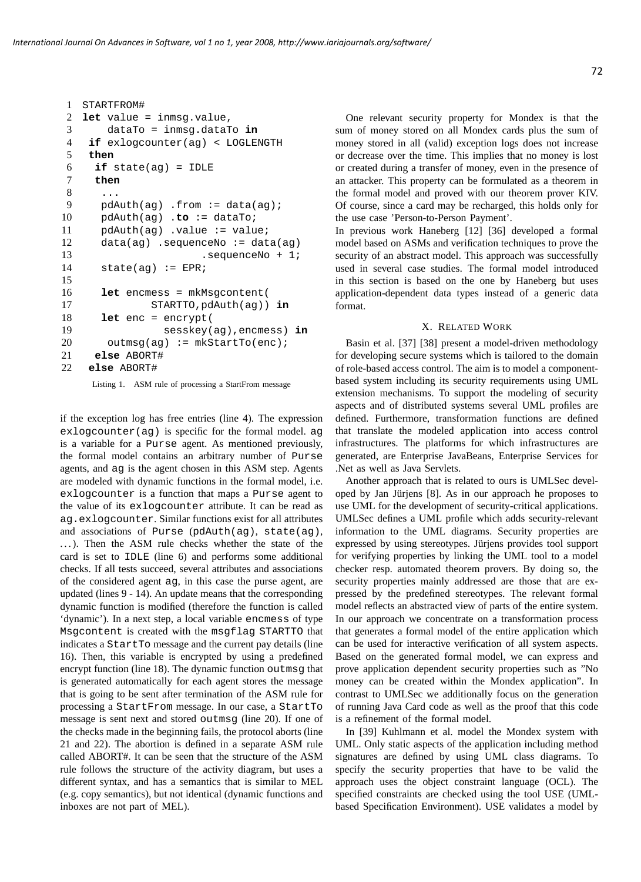```
1  STARTFROM#
2  let value = inmsg.value,
3      dataTo = inmsg.dataTo in
4   if exlogcounter(ag) < LOGLENGTH
5   then
6    if state(ag) = IDLE
7    then
8     ...
9     pdAuth(ag) .from := data(ag);
10    pdAuth(ag) .to := dataTo;
11    pdAuth(ag) .value := value;
12    data(ag) .sequenceNo := data(ag)
13                     .sequenceNo + 1;
14    state(ag) := EPR;
15
16    let encmess = mkMsgcontent(
17            STARTTO,pdAuth(ag)) in
18    let enc = encrypt(
19              sesskey(ag),encmess) in
20      outmsg(ag) := mkStartTo(enc);
21    else ABORT#
22   else ABORT#
```

Listing 1. ASM rule of processing a StartFrom message

if the exception log has free entries (line 4). The expression `exlogcounter(ag)` is specific for the formal model. `ag` is a variable for a `Purse` agent. As mentioned previously, the formal model contains an arbitrary number of `Purse` agents, and `ag` is the agent chosen in this ASM step. Agents are modeled with dynamic functions in the formal model, i.e. `exlogcounter` is a function that maps a `Purse` agent to the value of its `exlogcounter` attribute. It can be read as `ag.exlogcounter`. Similar functions exist for all attributes and associations of `Purse` (`pdAuth(ag)`, `state(ag)`, ...). Then the ASM rule checks whether the state of the card is set to `IDLE` (line 6) and performs some additional checks. If all tests succeed, several attributes and associations of the considered agent `ag`, in this case the purse agent, are updated (lines 9 - 14). An update means that the corresponding dynamic function is modified (therefore the function is called 'dynamic'). In a next step, a local variable `encmess` of type `Msgcontent` is created with the `msgflag` `STARTTO` that indicates a `StartTo` message and the current pay details (line 16). Then, this variable is encrypted by using a predefined encrypt function (line 18). The dynamic function `outmsg` that is generated automatically for each agent stores the message that is going to be sent after termination of the ASM rule for processing a `StartFrom` message. In our case, a `StartTo` message is sent next and stored `outmsg` (line 20). If one of the checks made in the beginning fails, the protocol aborts (line 21 and 22). The abortion is defined in a separate ASM rule called ABORT#. It can be seen that the structure of the ASM rule follows the structure of the activity diagram, but uses a different syntax, and has a semantics that is similar to MEL (e.g. copy semantics), but not identical (dynamic functions and inboxes are not part of MEL).

One relevant security property for Mondex is that the sum of money stored on all Mondex cards plus the sum of money stored in all (valid) exception logs does not increase or decrease over the time. This implies that no money is lost or created during a transfer of money, even in the presence of an attacker. This property can be formulated as a theorem in the formal model and proved with our theorem prover KIV. Of course, since a card may be recharged, this holds only for the use case 'Person-to-Person Payment'.

In previous work Haneberg [12] [36] developed a formal model based on ASMs and verification techniques to prove the security of an abstract model. This approach was successfully used in several case studies. The formal model introduced in this section is based on the one by Haneberg but uses application-dependent data types instead of a generic data format.

## X. Related Work

Basin et al. [37] [38] present a model-driven methodology for developing secure systems which is tailored to the domain of role-based access control. The aim is to model a component-based system including its security requirements using UML extension mechanisms. To support the modeling of security aspects and of distributed systems several UML profiles are defined. Furthermore, transformation functions are defined that translate the modeled application into access control infrastructures. The platforms for which infrastructures are generated, are Enterprise JavaBeans, Enterprise Services for .Net as well as Java Servlets.

Another approach that is related to ours is UMLSec developed by Jan Jürjens [8]. As in our approach he proposes to use UML for the development of security-critical applications. UMLSec defines a UML profile which adds security-relevant information to the UML diagrams. Security properties are expressed by using stereotypes. Jürjens provides tool support for verifying properties by linking the UML tool to a model checker resp. automated theorem provers. By doing so, the security properties mainly addressed are those that are expressed by the predefined stereotypes. The relevant formal model reflects an abstracted view of parts of the entire system. In our approach we concentrate on a transformation process that generates a formal model of the entire application which can be used for interactive verification of all system aspects. Based on the generated formal model, we can express and prove application dependent security properties such as "No money can be created within the Mondex application". In contrast to UMLSec we additionally focus on the generation of running Java Card code as well as the proof that this code is a refinement of the formal model.

In [39] Kuhlmann et al. model the Mondex system with UML. Only static aspects of the application including method signatures are defined by using UML class diagrams. To specify the security properties that have to be valid the approach uses the object constraint language (OCL). The specified constraints are checked using the tool USE (UML-based Specification Environment). USE validates a model by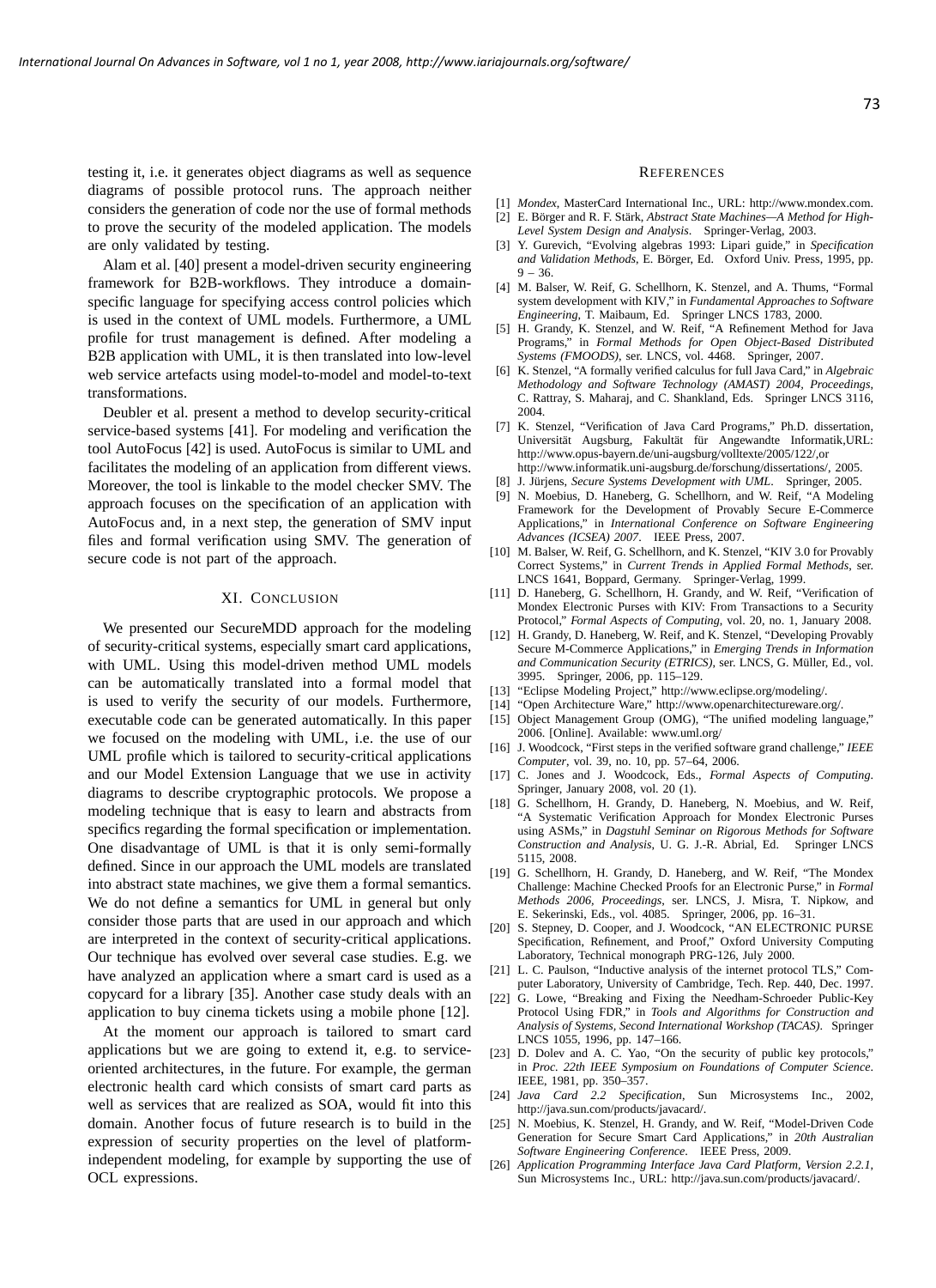testing it, i.e. it generates object diagrams as well as sequence diagrams of possible protocol runs. The approach neither considers the generation of code nor the use of formal methods to prove the security of the modeled application. The models are only validated by testing.

Alam et al. [40] present a model-driven security engineering framework for B2B-workflows. They introduce a domain-specific language for specifying access control policies which is used in the context of UML models. Furthermore, a UML profile for trust management is defined. After modeling a B2B application with UML, it is then translated into low-level web service artefacts using model-to-model and model-to-text transformations.

Deubler et al. present a method to develop security-critical service-based systems [41]. For modeling and verification the tool AutoFocus [42] is used. AutoFocus is similar to UML and facilitates the modeling of an application from different views. Moreover, the tool is linkable to the model checker SMV. The approach focuses on the specification of an application with AutoFocus and, in a next step, the generation of SMV input files and formal verification using SMV. The generation of secure code is not part of the approach.

## XI. Conclusion

We presented our SecureMDD approach for the modeling of security-critical systems, especially smart card applications, with UML. Using this model-driven method UML models can be automatically translated into a formal model that is used to verify the security of our models. Furthermore, executable code can be generated automatically. In this paper we focused on the modeling with UML, i.e. the use of our UML profile which is tailored to security-critical applications and our Model Extension Language that we use in activity diagrams to describe cryptographic protocols. We propose a modeling technique that is easy to learn and abstracts from specifics regarding the formal specification or implementation. One disadvantage of UML is that it is only semi-formally defined. Since in our approach the UML models are translated into abstract state machines, we give them a formal semantics. We do not define a semantics for UML in general but only consider those parts that are used in our approach and which are interpreted in the context of security-critical applications. Our technique has evolved over several case studies. E.g. we have analyzed an application where a smart card is used as a copycard for a library [35]. Another case study deals with an application to buy cinema tickets using a mobile phone [12].

At the moment our approach is tailored to smart card applications but we are going to extend it, e.g. to service-oriented architectures, in the future. For example, the german electronic health card which consists of smart card parts as well as services that are realized as SOA, would fit into this domain. Another focus of future research is to build in the expression of security properties on the level of platform-independent modeling, for example by supporting the use of OCL expressions.

## References

[1] *Mondex*, MasterCard International Inc., URL: http://www.mondex.com.

[2] E. Börger and R. F. Stärk, *Abstract State Machines—A Method for High-Level System Design and Analysis*. Springer-Verlag, 2003.

[3] Y. Gurevich, "Evolving algebras 1993: Lipari guide," in *Specification and Validation Methods*, E. Börger, Ed. Oxford Univ. Press, 1995, pp. 9 – 36.

[4] M. Balser, W. Reif, G. Schellhorn, K. Stenzel, and A. Thums, "Formal system development with KIV," in *Fundamental Approaches to Software Engineering*, T. Maibaum, Ed. Springer LNCS 1783, 2000.

[5] H. Grandy, K. Stenzel, and W. Reif, "A Refinement Method for Java Programs," in *Formal Methods for Open Object-Based Distributed Systems (FMOODS)*, ser. LNCS, vol. 4468. Springer, 2007.

[6] K. Stenzel, "A formally verified calculus for full Java Card," in *Algebraic Methodology and Software Technology (AMAST) 2004, Proceedings*, C. Rattray, S. Maharaj, and C. Shankland, Eds. Springer LNCS 3116, 2004.

[7] K. Stenzel, "Verification of Java Card Programs," Ph.D. dissertation, Universität Augsburg, Fakultät für Angewandte Informatik,URL: http://www.opus-bayern.de/uni-augsburg/volltexte/2005/122/,or http://www.informatik.uni-augsburg.de/forschung/dissertations/, 2005.

[8] J. Jürjens, *Secure Systems Development with UML*. Springer, 2005.

[9] N. Moebius, D. Haneberg, G. Schellhorn, and W. Reif, "A Modeling Framework for the Development of Provably Secure E-Commerce Applications," in *International Conference on Software Engineering Advances (ICSEA) 2007*. IEEE Press, 2007.

[10] M. Balser, W. Reif, G. Schellhorn, and K. Stenzel, "KIV 3.0 for Provably Correct Systems," in *Current Trends in Applied Formal Methods*, ser. LNCS 1641, Boppard, Germany. Springer-Verlag, 1999.

[11] D. Haneberg, G. Schellhorn, H. Grandy, and W. Reif, "Verification of Mondex Electronic Purses with KIV: From Transactions to a Security Protocol," *Formal Aspects of Computing*, vol. 20, no. 1, January 2008.

[12] H. Grandy, D. Haneberg, W. Reif, and K. Stenzel, "Developing Provably Secure M-Commerce Applications," in *Emerging Trends in Information and Communication Security (ETRICS)*, ser. LNCS, G. Müller, Ed., vol. 3995. Springer, 2006, pp. 115–129.

[13] "Eclipse Modeling Project," http://www.eclipse.org/modeling/.

[14] "Open Architecture Ware," http://www.openarchitectureware.org/.

[15] Object Management Group (OMG), "The unified modeling language," 2006. [Online]. Available: www.uml.org/

[16] J. Woodcock, "First steps in the verified software grand challenge," *IEEE Computer*, vol. 39, no. 10, pp. 57–64, 2006.

[17] C. Jones and J. Woodcock, Eds., *Formal Aspects of Computing*. Springer, January 2008, vol. 20 (1).

[18] G. Schellhorn, H. Grandy, D. Haneberg, N. Moebius, and W. Reif, "A Systematic Verification Approach for Mondex Electronic Purses using ASMs," in *Dagstuhl Seminar on Rigorous Methods for Software Construction and Analysis*, U. G. J.-R. Abrial, Ed. Springer LNCS 5115, 2008.

[19] G. Schellhorn, H. Grandy, D. Haneberg, and W. Reif, "The Mondex Challenge: Machine Checked Proofs for an Electronic Purse," in *Formal Methods 2006, Proceedings*, ser. LNCS, J. Misra, T. Nipkow, and E. Sekerinski, Eds., vol. 4085. Springer, 2006, pp. 16–31.

[20] S. Stepney, D. Cooper, and J. Woodcock, "AN ELECTRONIC PURSE Specification, Refinement, and Proof," Oxford University Computing Laboratory, Technical monograph PRG-126, July 2000.

[21] L. C. Paulson, "Inductive analysis of the internet protocol TLS," Computer Laboratory, University of Cambridge, Tech. Rep. 440, Dec. 1997.

[22] G. Lowe, "Breaking and Fixing the Needham-Schroeder Public-Key Protocol Using FDR," in *Tools and Algorithms for Construction and Analysis of Systems, Second International Workshop (TACAS)*. Springer LNCS 1055, 1996, pp. 147–166.

[23] D. Dolev and A. C. Yao, "On the security of public key protocols," in *Proc. 22th IEEE Symposium on Foundations of Computer Science*. IEEE, 1981, pp. 350–357.

[24] *Java Card 2.2 Specification*, Sun Microsystems Inc., 2002, http://java.sun.com/products/javacard/.

[25] N. Moebius, K. Stenzel, H. Grandy, and W. Reif, "Model-Driven Code Generation for Secure Smart Card Applications," in *20th Australian Software Engineering Conference*. IEEE Press, 2009.

[26] *Application Programming Interface Java Card Platform, Version 2.2.1*, Sun Microsystems Inc., URL: http://java.sun.com/products/javacard/.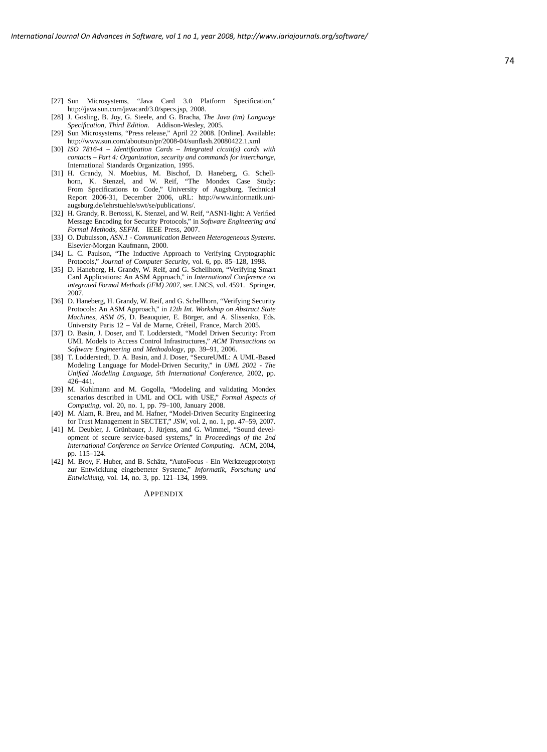[27] Sun Microsystems, "Java Card 3.0 Platform Specification," http://java.sun.com/javacard/3.0/specs.jsp, 2008.

[28] J. Gosling, B. Joy, G. Steele, and G. Bracha, *The Java (tm) Language Specification, Third Edition*. Addison-Wesley, 2005.

[29] Sun Microsystems, "Press release," April 22 2008. [Online]. Available: http://www.sun.com/aboutsun/pr/2008-04/sunflash.20080422.1.xml

[30] *ISO 7816-4 – Identification Cards – Integrated cicuit(s) cards with contacts – Part 4: Organization, security and commands for interchange*, International Standards Organization, 1995.

[31] H. Grandy, N. Moebius, M. Bischof, D. Haneberg, G. Schellhorn, K. Stenzel, and W. Reif, "The Mondex Case Study: From Specifications to Code," University of Augsburg, Technical Report 2006-31, December 2006, uRL: http://www.informatik.uni-augsburg.de/lehrstuehle/swt/se/publications/.

[32] H. Grandy, R. Bertossi, K. Stenzel, and W. Reif, "ASN1-light: A Verified Message Encoding for Security Protocols," in *Software Engineering and Formal Methods, SEFM*. IEEE Press, 2007.

[33] O. Dubuisson, *ASN.1 - Communication Between Heterogeneous Systems*. Elsevier-Morgan Kaufmann, 2000.

[34] L. C. Paulson, "The Inductive Approach to Verifying Cryptographic Protocols," *Journal of Computer Security*, vol. 6, pp. 85–128, 1998.

[35] D. Haneberg, H. Grandy, W. Reif, and G. Schellhorn, "Verifying Smart Card Applications: An ASM Approach," in *International Conference on integrated Formal Methods (iFM) 2007*, ser. LNCS, vol. 4591. Springer, 2007.

[36] D. Haneberg, H. Grandy, W. Reif, and G. Schellhorn, "Verifying Security Protocols: An ASM Approach," in *12th Int. Workshop on Abstract State Machines, ASM 05*, D. Beauquier, E. Börger, and A. Slissenko, Eds. University Paris 12 – Val de Marne, Créteil, France, March 2005.

[37] D. Basin, J. Doser, and T. Lodderstedt, "Model Driven Security: From UML Models to Access Control Infrastructures," *ACM Transactions on Software Engineering and Methodology*, pp. 39–91, 2006.

[38] T. Lodderstedt, D. A. Basin, and J. Doser, "SecureUML: A UML-Based Modeling Language for Model-Driven Security," in *UML 2002 - The Unified Modeling Language, 5th International Conference*, 2002, pp. 426–441.

[39] M. Kuhlmann and M. Gogolla, "Modeling and validating Mondex scenarios described in UML and OCL with USE," *Formal Aspects of Computing*, vol. 20, no. 1, pp. 79–100, January 2008.

[40] M. Alam, R. Breu, and M. Hafner, "Model-Driven Security Engineering for Trust Management in SECTET," *JSW*, vol. 2, no. 1, pp. 47–59, 2007.

[41] M. Deubler, J. Grünbauer, J. Jürjens, and G. Wimmel, "Sound development of secure service-based systems," in *Proceedings of the 2nd International Conference on Service Oriented Computing*. ACM, 2004, pp. 115–124.

[42] M. Broy, F. Huber, and B. Schätz, "AutoFocus - Ein Werkzeugprototyp zur Entwicklung eingebetteter Systeme," *Informatik, Forschung und Entwicklung*, vol. 14, no. 3, pp. 121–134, 1999.

# APPENDIX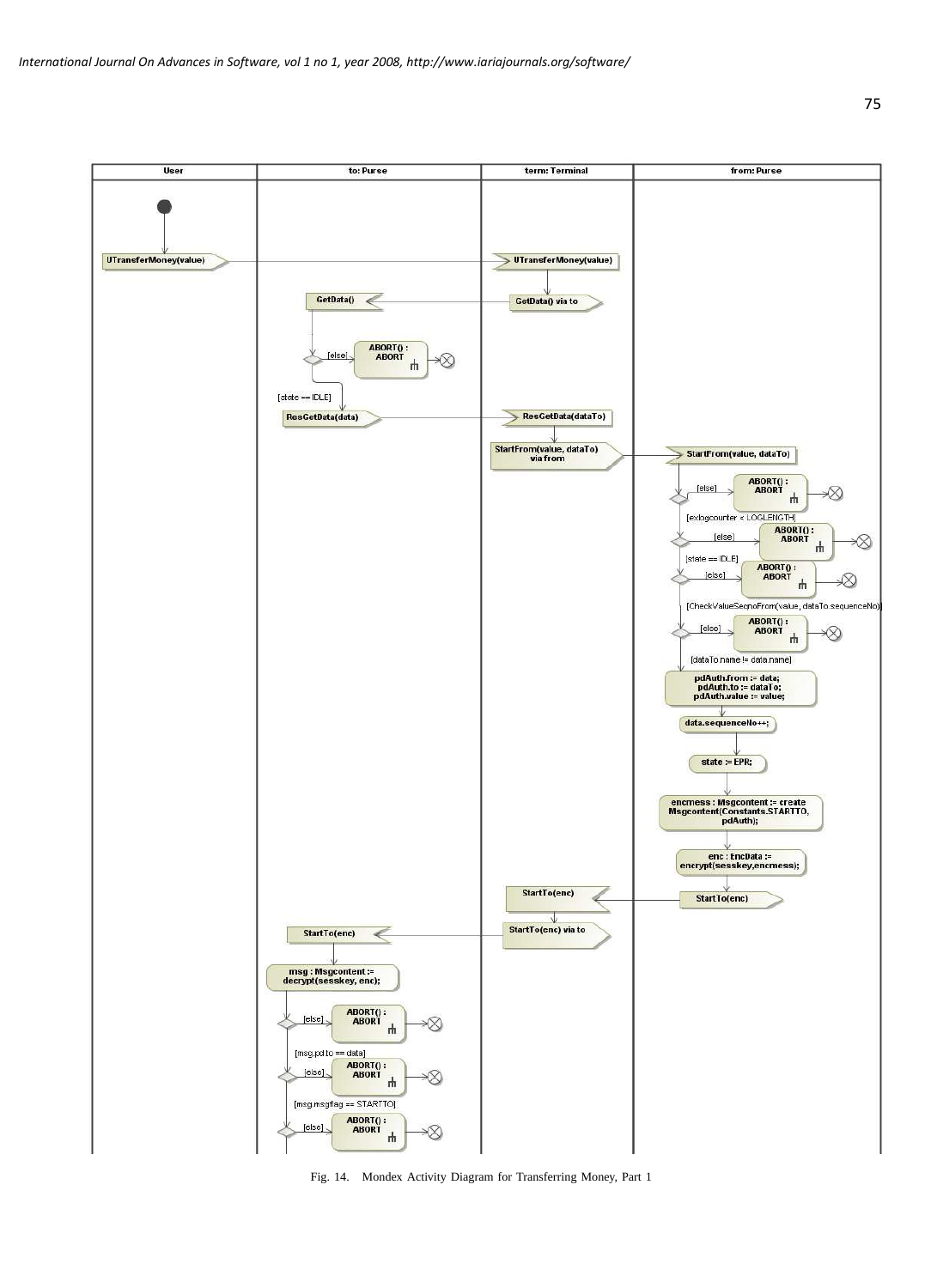Fig. 14. Mondex Activity Diagram for Transferring Money, Part 1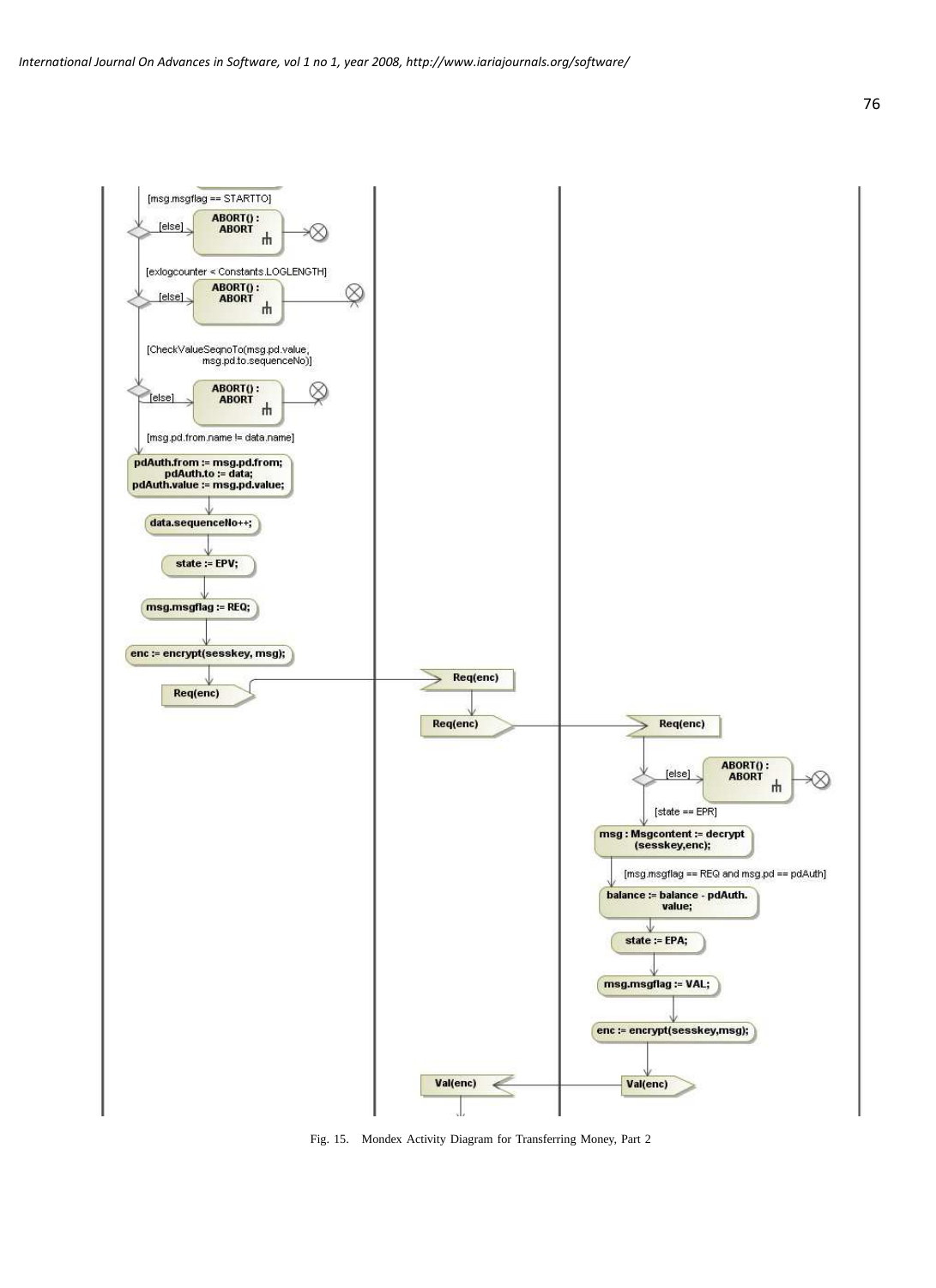Fig. 15. Mondex Activity Diagram for Transferring Money, Part 2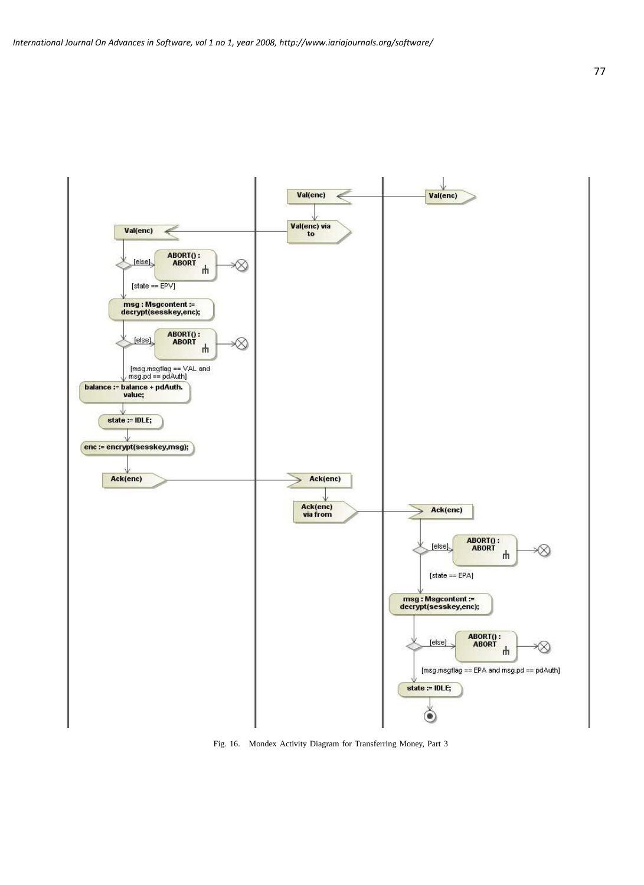Fig. 16. Mondex Activity Diagram for Transferring Money, Part 3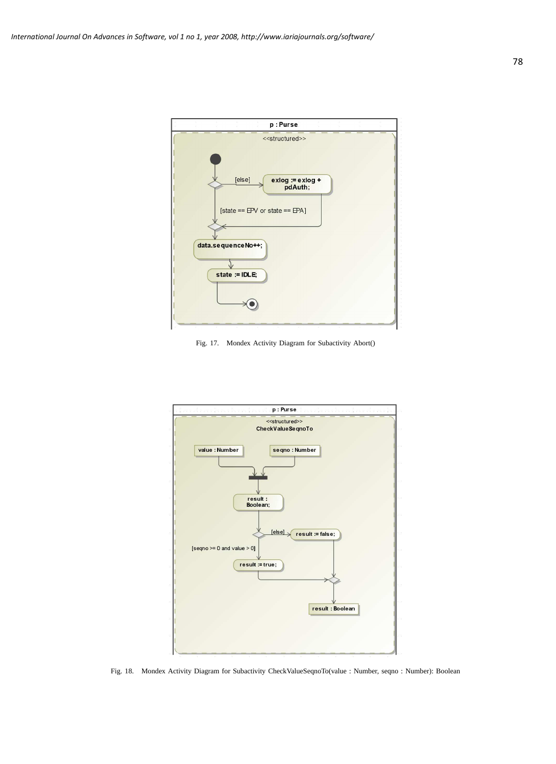Fig. 17. Mondex Activity Diagram for Subactivity Abort()

Fig. 18. Mondex Activity Diagram for Subactivity CheckValueSeqnoTo(value : Number, seqno : Number): Boolean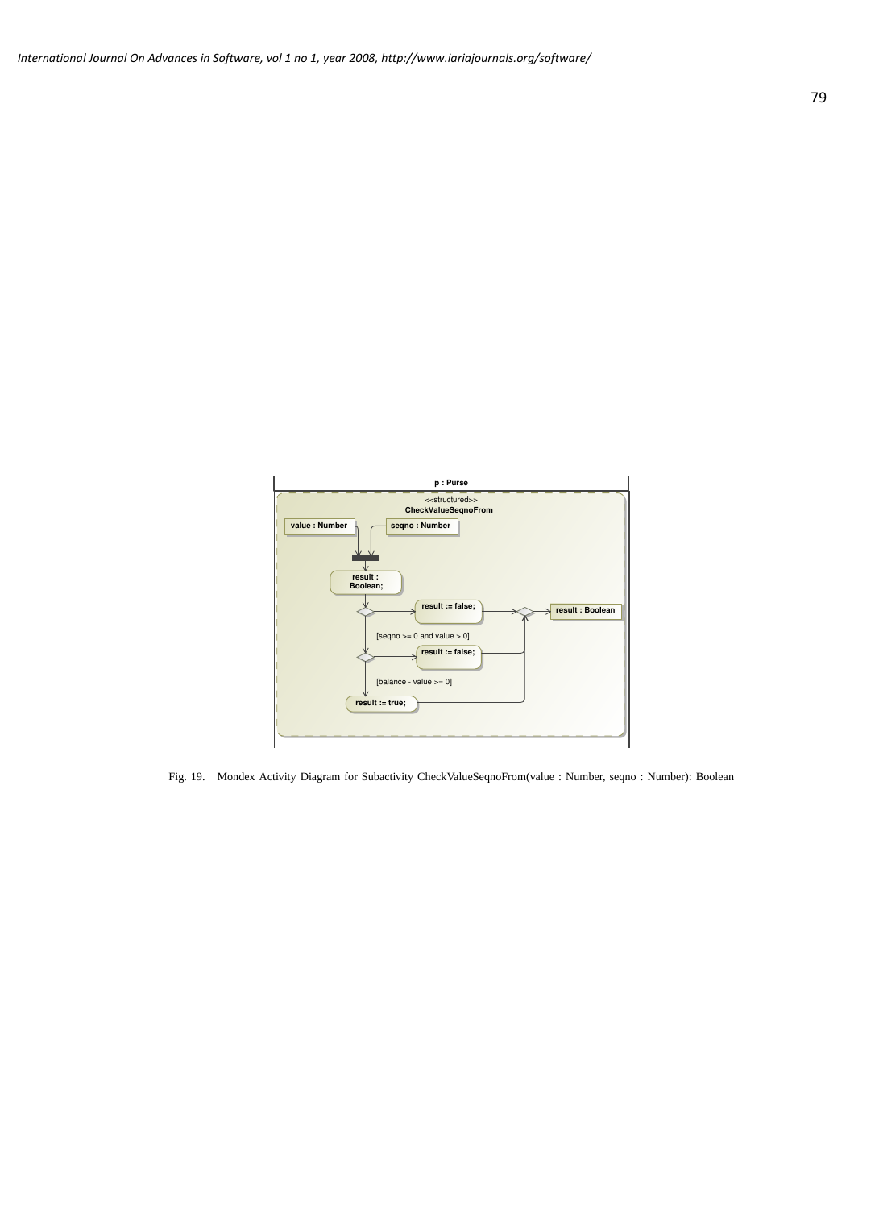p : Purse

<<structured>>
CheckValueSeqnoFrom

value : Number

seqno : Number

result : Boolean;

result := false;

result : Boolean

[seqno >= 0 and value > 0]

result := false;

[balance - value >= 0]

result := true;

Fig. 19. Mondex Activity Diagram for Subactivity CheckValueSeqnoFrom(value : Number, seqno : Number): Boolean